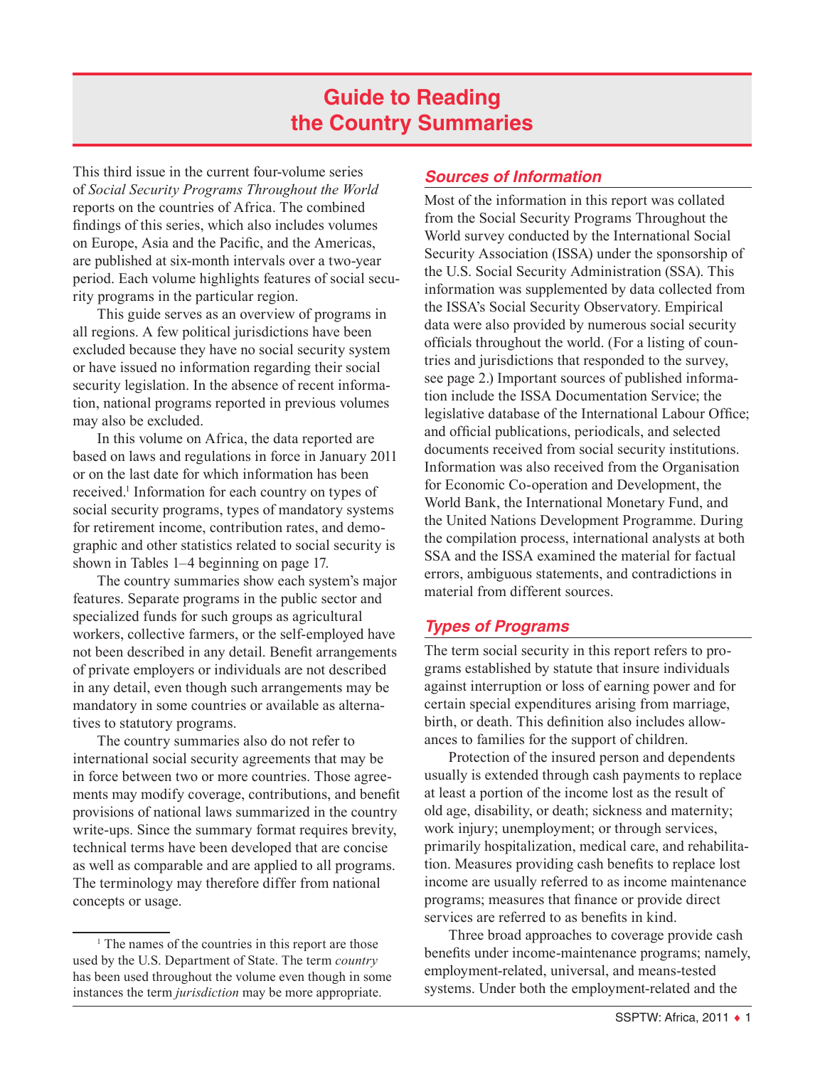# Guide to Reading the Country Summaries

This third issue in the current four-volume series of *Social Security Programs Throughout the World* reports on the countries of Africa. The combined findings of this series, which also includes volumes on Europe, Asia and the Pacific, and the Americas, are published at six-month intervals over a two-year period. Each volume highlights features of social security programs in the particular region.

This guide serves as an overview of programs in all regions. A few political jurisdictions have been excluded because they have no social security system or have issued no information regarding their social security legislation. In the absence of recent information, national programs reported in previous volumes may also be excluded.

In this volume on Africa, the data reported are based on laws and regulations in force in January 2011 or on the last date for which information has been received.[1] Information for each country on types of social security programs, types of mandatory systems for retirement income, contribution rates, and demographic and other statistics related to social security is shown in Tables 1–4 beginning on page 17.

The country summaries show each system's major features. Separate programs in the public sector and specialized funds for such groups as agricultural workers, collective farmers, or the self-employed have not been described in any detail. Benefit arrangements of private employers or individuals are not described in any detail, even though such arrangements may be mandatory in some countries or available as alternatives to statutory programs.

The country summaries also do not refer to international social security agreements that may be in force between two or more countries. Those agreements may modify coverage, contributions, and benefit provisions of national laws summarized in the country write-ups. Since the summary format requires brevity, technical terms have been developed that are concise as well as comparable and are applied to all programs. The terminology may therefore differ from national concepts or usage.

[1] The names of the countries in this report are those used by the U.S. Department of State. The term *country* has been used throughout the volume even though in some instances the term *jurisdiction* may be more appropriate.

## *Sources of Information*

Most of the information in this report was collated from the Social Security Programs Throughout the World survey conducted by the International Social Security Association (ISSA) under the sponsorship of the U.S. Social Security Administration (SSA). This information was supplemented by data collected from the ISSA's Social Security Observatory. Empirical data were also provided by numerous social security officials throughout the world. (For a listing of countries and jurisdictions that responded to the survey, see page 2.) Important sources of published information include the ISSA Documentation Service; the legislative database of the International Labour Office; and official publications, periodicals, and selected documents received from social security institutions. Information was also received from the Organisation for Economic Co-operation and Development, the World Bank, the International Monetary Fund, and the United Nations Development Programme. During the compilation process, international analysts at both SSA and the ISSA examined the material for factual errors, ambiguous statements, and contradictions in material from different sources.

## *Types of Programs*

The term social security in this report refers to programs established by statute that insure individuals against interruption or loss of earning power and for certain special expenditures arising from marriage, birth, or death. This definition also includes allowances to families for the support of children.

Protection of the insured person and dependents usually is extended through cash payments to replace at least a portion of the income lost as the result of old age, disability, or death; sickness and maternity; work injury; unemployment; or through services, primarily hospitalization, medical care, and rehabilitation. Measures providing cash benefits to replace lost income are usually referred to as income maintenance programs; measures that finance or provide direct services are referred to as benefits in kind.

Three broad approaches to coverage provide cash benefits under income-maintenance programs; namely, employment-related, universal, and means-tested systems. Under both the employment-related and the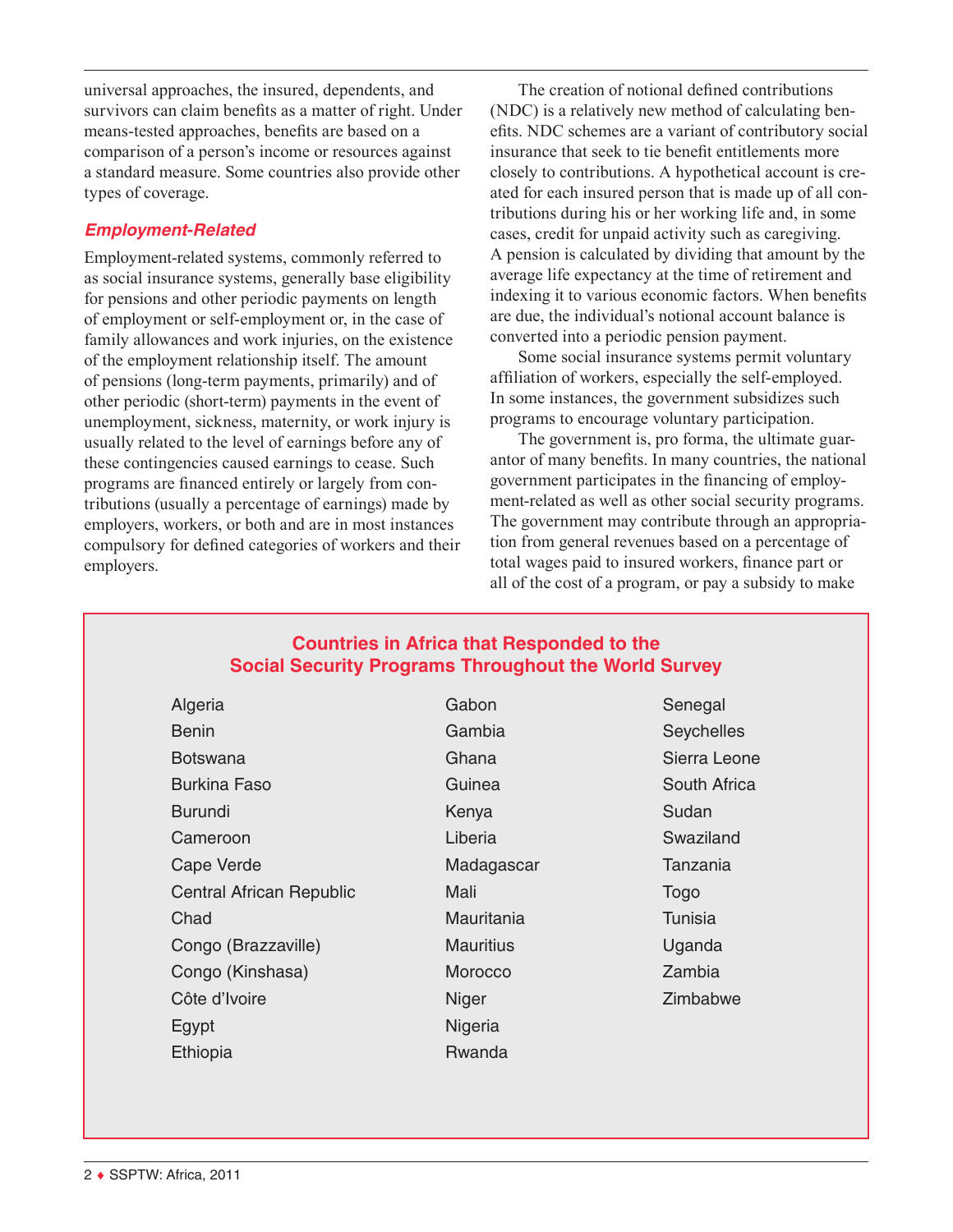universal approaches, the insured, dependents, and survivors can claim benefits as a matter of right. Under means-tested approaches, benefits are based on a comparison of a person's income or resources against a standard measure. Some countries also provide other types of coverage.

### *Employment-Related*

Employment-related systems, commonly referred to as social insurance systems, generally base eligibility for pensions and other periodic payments on length of employment or self-employment or, in the case of family allowances and work injuries, on the existence of the employment relationship itself. The amount of pensions (long-term payments, primarily) and of other periodic (short-term) payments in the event of unemployment, sickness, maternity, or work injury is usually related to the level of earnings before any of these contingencies caused earnings to cease. Such programs are financed entirely or largely from contributions (usually a percentage of earnings) made by employers, workers, or both and are in most instances compulsory for defined categories of workers and their employers.

The creation of notional defined contributions (NDC) is a relatively new method of calculating benefits. NDC schemes are a variant of contributory social insurance that seek to tie benefit entitlements more closely to contributions. A hypothetical account is created for each insured person that is made up of all contributions during his or her working life and, in some cases, credit for unpaid activity such as caregiving. A pension is calculated by dividing that amount by the average life expectancy at the time of retirement and indexing it to various economic factors. When benefits are due, the individual's notional account balance is converted into a periodic pension payment.

Some social insurance systems permit voluntary affiliation of workers, especially the self-employed. In some instances, the government subsidizes such programs to encourage voluntary participation.

The government is, pro forma, the ultimate guarantor of many benefits. In many countries, the national government participates in the financing of employment-related as well as other social security programs. The government may contribute through an appropriation from general revenues based on a percentage of total wages paid to insured workers, finance part or all of the cost of a program, or pay a subsidy to make

**Countries in Africa that Responded to the Social Security Programs Throughout the World Survey**

Algeria
Benin
Botswana
Burkina Faso
Burundi
Cameroon
Cape Verde
Central African Republic
Chad
Congo (Brazzaville)
Congo (Kinshasa)
Côte d'Ivoire
Egypt
Ethiopia
Gabon
Gambia
Ghana
Guinea
Kenya
Liberia
Madagascar
Mali
Mauritania
Mauritius
Morocco
Niger
Nigeria
Rwanda
Senegal
Seychelles
Sierra Leone
South Africa
Sudan
Swaziland
Tanzania
Togo
Tunisia
Uganda
Zambia
Zimbabwe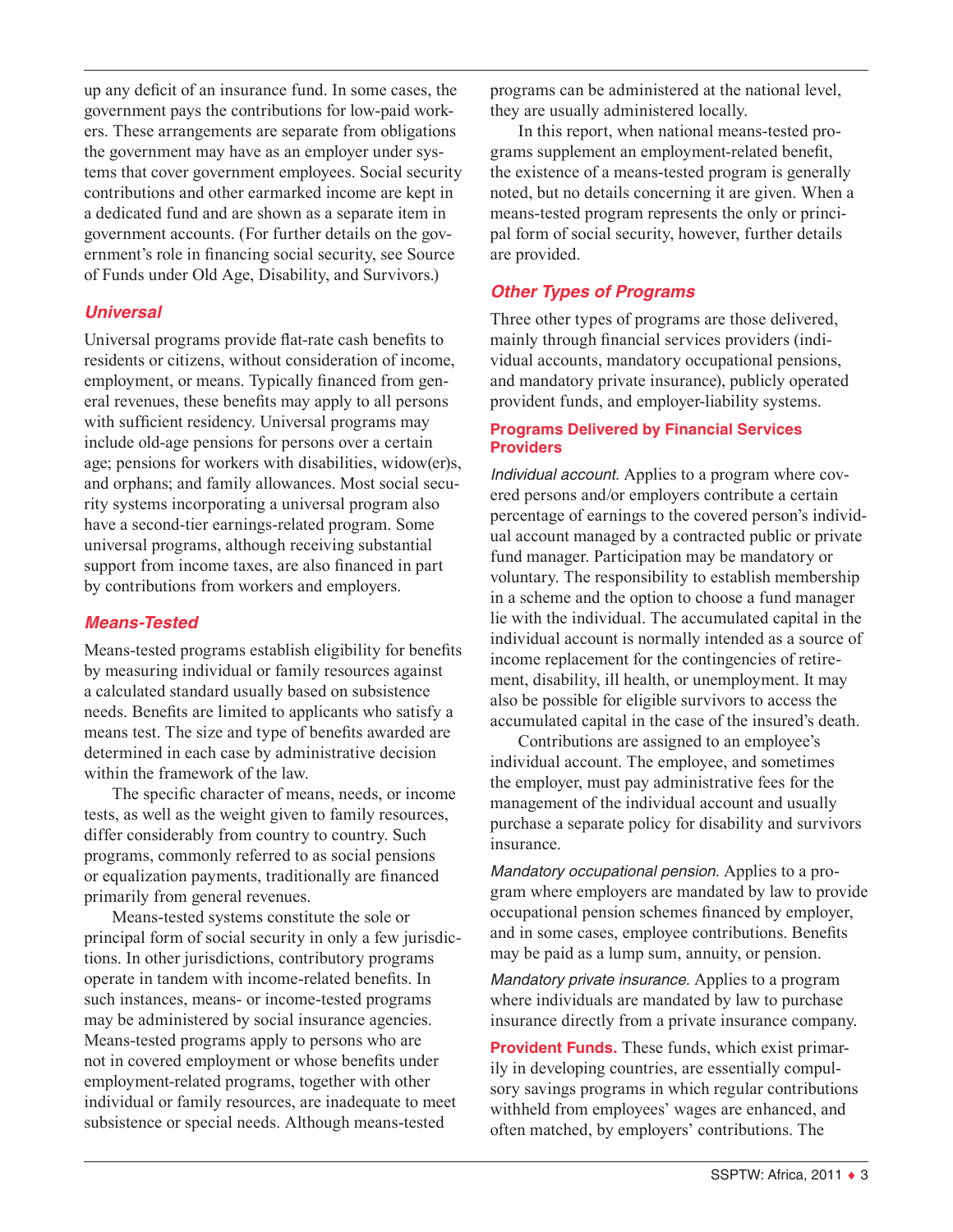up any deficit of an insurance fund. In some cases, the government pays the contributions for low-paid workers. These arrangements are separate from obligations the government may have as an employer under systems that cover government employees. Social security contributions and other earmarked income are kept in a dedicated fund and are shown as a separate item in government accounts. (For further details on the government's role in financing social security, see Source of Funds under Old Age, Disability, and Survivors.)

### *Universal*

Universal programs provide flat-rate cash benefits to residents or citizens, without consideration of income, employment, or means. Typically financed from general revenues, these benefits may apply to all persons with sufficient residency. Universal programs may include old-age pensions for persons over a certain age; pensions for workers with disabilities, widow(er)s, and orphans; and family allowances. Most social security systems incorporating a universal program also have a second-tier earnings-related program. Some universal programs, although receiving substantial support from income taxes, are also financed in part by contributions from workers and employers.

### *Means-Tested*

Means-tested programs establish eligibility for benefits by measuring individual or family resources against a calculated standard usually based on subsistence needs. Benefits are limited to applicants who satisfy a means test. The size and type of benefits awarded are determined in each case by administrative decision within the framework of the law.

The specific character of means, needs, or income tests, as well as the weight given to family resources, differ considerably from country to country. Such programs, commonly referred to as social pensions or equalization payments, traditionally are financed primarily from general revenues.

Means-tested systems constitute the sole or principal form of social security in only a few jurisdictions. In other jurisdictions, contributory programs operate in tandem with income-related benefits. In such instances, means- or income-tested programs may be administered by social insurance agencies. Means-tested programs apply to persons who are not in covered employment or whose benefits under employment-related programs, together with other individual or family resources, are inadequate to meet subsistence or special needs. Although means-tested programs can be administered at the national level, they are usually administered locally.

In this report, when national means-tested programs supplement an employment-related benefit, the existence of a means-tested program is generally noted, but no details concerning it are given. When a means-tested program represents the only or principal form of social security, however, further details are provided.

### *Other Types of Programs*

Three other types of programs are those delivered, mainly through financial services providers (individual accounts, mandatory occupational pensions, and mandatory private insurance), publicly operated provident funds, and employer-liability systems.

#### Programs Delivered by Financial Services Providers

*Individual account.* Applies to a program where covered persons and/or employers contribute a certain percentage of earnings to the covered person's individual account managed by a contracted public or private fund manager. Participation may be mandatory or voluntary. The responsibility to establish membership in a scheme and the option to choose a fund manager lie with the individual. The accumulated capital in the individual account is normally intended as a source of income replacement for the contingencies of retirement, disability, ill health, or unemployment. It may also be possible for eligible survivors to access the accumulated capital in the case of the insured's death.

Contributions are assigned to an employee's individual account. The employee, and sometimes the employer, must pay administrative fees for the management of the individual account and usually purchase a separate policy for disability and survivors insurance.

*Mandatory occupational pension.* Applies to a program where employers are mandated by law to provide occupational pension schemes financed by employer, and in some cases, employee contributions. Benefits may be paid as a lump sum, annuity, or pension.

*Mandatory private insurance.* Applies to a program where individuals are mandated by law to purchase insurance directly from a private insurance company.

**Provident Funds.** These funds, which exist primarily in developing countries, are essentially compulsory savings programs in which regular contributions withheld from employees' wages are enhanced, and often matched, by employers' contributions. The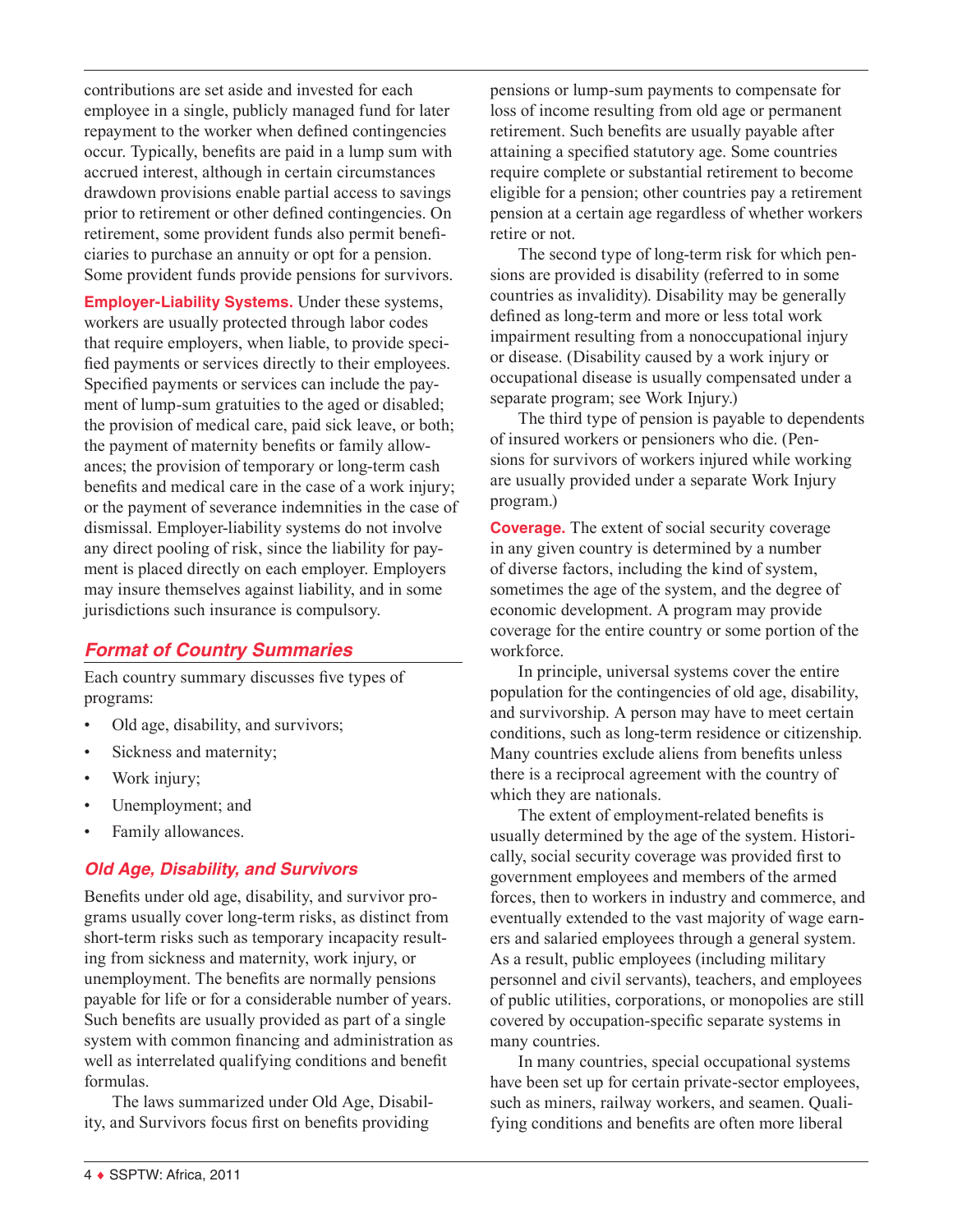contributions are set aside and invested for each employee in a single, publicly managed fund for later repayment to the worker when defined contingencies occur. Typically, benefits are paid in a lump sum with accrued interest, although in certain circumstances drawdown provisions enable partial access to savings prior to retirement or other defined contingencies. On retirement, some provident funds also permit beneficiaries to purchase an annuity or opt for a pension. Some provident funds provide pensions for survivors.

**Employer-Liability Systems.** Under these systems, workers are usually protected through labor codes that require employers, when liable, to provide specified payments or services directly to their employees. Specified payments or services can include the payment of lump-sum gratuities to the aged or disabled; the provision of medical care, paid sick leave, or both; the payment of maternity benefits or family allowances; the provision of temporary or long-term cash benefits and medical care in the case of a work injury; or the payment of severance indemnities in the case of dismissal. Employer-liability systems do not involve any direct pooling of risk, since the liability for payment is placed directly on each employer. Employers may insure themselves against liability, and in some jurisdictions such insurance is compulsory.

## Format of Country Summaries

Each country summary discusses five types of programs:

- Old age, disability, and survivors;
- Sickness and maternity;
- Work injury;
- Unemployment; and
- Family allowances.

### Old Age, Disability, and Survivors

Benefits under old age, disability, and survivor programs usually cover long-term risks, as distinct from short-term risks such as temporary incapacity resulting from sickness and maternity, work injury, or unemployment. The benefits are normally pensions payable for life or for a considerable number of years. Such benefits are usually provided as part of a single system with common financing and administration as well as interrelated qualifying conditions and benefit formulas.

The laws summarized under Old Age, Disability, and Survivors focus first on benefits providing pensions or lump-sum payments to compensate for loss of income resulting from old age or permanent retirement. Such benefits are usually payable after attaining a specified statutory age. Some countries require complete or substantial retirement to become eligible for a pension; other countries pay a retirement pension at a certain age regardless of whether workers retire or not.

The second type of long-term risk for which pensions are provided is disability (referred to in some countries as invalidity). Disability may be generally defined as long-term and more or less total work impairment resulting from a nonoccupational injury or disease. (Disability caused by a work injury or occupational disease is usually compensated under a separate program; see Work Injury.)

The third type of pension is payable to dependents of insured workers or pensioners who die. (Pensions for survivors of workers injured while working are usually provided under a separate Work Injury program.)

**Coverage.** The extent of social security coverage in any given country is determined by a number of diverse factors, including the kind of system, sometimes the age of the system, and the degree of economic development. A program may provide coverage for the entire country or some portion of the workforce.

In principle, universal systems cover the entire population for the contingencies of old age, disability, and survivorship. A person may have to meet certain conditions, such as long-term residence or citizenship. Many countries exclude aliens from benefits unless there is a reciprocal agreement with the country of which they are nationals.

The extent of employment-related benefits is usually determined by the age of the system. Historically, social security coverage was provided first to government employees and members of the armed forces, then to workers in industry and commerce, and eventually extended to the vast majority of wage earners and salaried employees through a general system. As a result, public employees (including military personnel and civil servants), teachers, and employees of public utilities, corporations, or monopolies are still covered by occupation-specific separate systems in many countries.

In many countries, special occupational systems have been set up for certain private-sector employees, such as miners, railway workers, and seamen. Qualifying conditions and benefits are often more liberal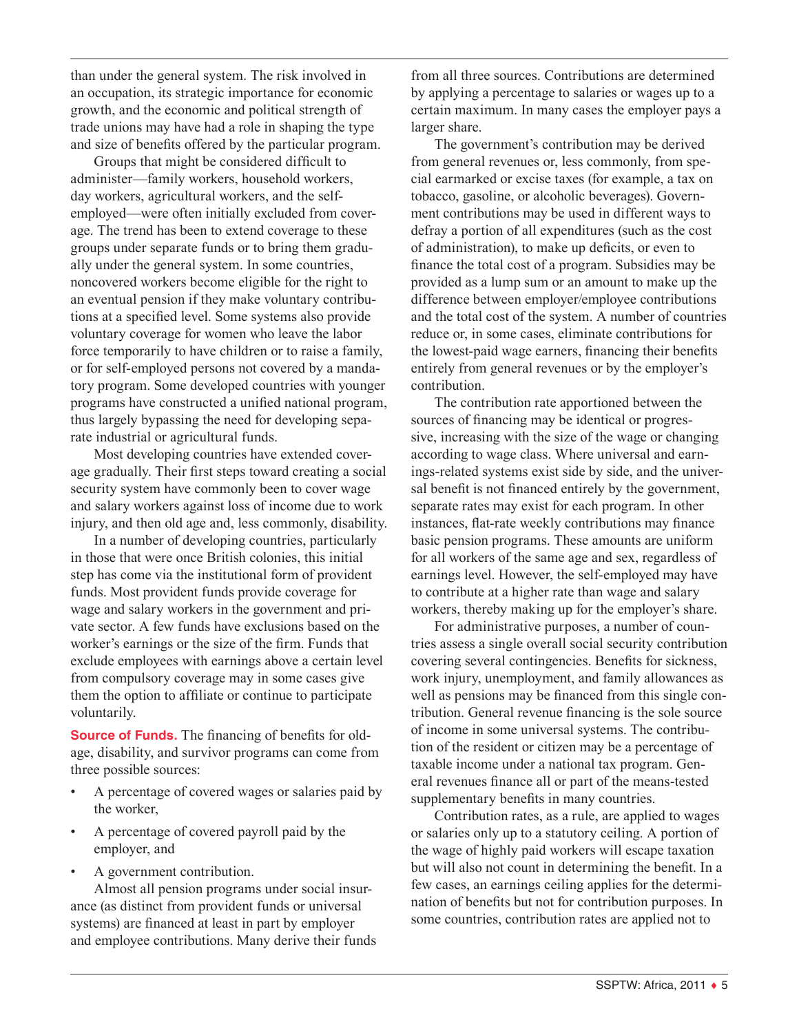than under the general system. The risk involved in an occupation, its strategic importance for economic growth, and the economic and political strength of trade unions may have had a role in shaping the type and size of benefits offered by the particular program.

Groups that might be considered difficult to administer—family workers, household workers, day workers, agricultural workers, and the self-employed—were often initially excluded from coverage. The trend has been to extend coverage to these groups under separate funds or to bring them gradually under the general system. In some countries, noncovered workers become eligible for the right to an eventual pension if they make voluntary contributions at a specified level. Some systems also provide voluntary coverage for women who leave the labor force temporarily to have children or to raise a family, or for self-employed persons not covered by a mandatory program. Some developed countries with younger programs have constructed a unified national program, thus largely bypassing the need for developing separate industrial or agricultural funds.

Most developing countries have extended coverage gradually. Their first steps toward creating a social security system have commonly been to cover wage and salary workers against loss of income due to work injury, and then old age and, less commonly, disability.

In a number of developing countries, particularly in those that were once British colonies, this initial step has come via the institutional form of provident funds. Most provident funds provide coverage for wage and salary workers in the government and private sector. A few funds have exclusions based on the worker's earnings or the size of the firm. Funds that exclude employees with earnings above a certain level from compulsory coverage may in some cases give them the option to affiliate or continue to participate voluntarily.

**Source of Funds.** The financing of benefits for old-age, disability, and survivor programs can come from three possible sources:

- A percentage of covered wages or salaries paid by the worker,
- A percentage of covered payroll paid by the employer, and
- A government contribution.

Almost all pension programs under social insurance (as distinct from provident funds or universal systems) are financed at least in part by employer and employee contributions. Many derive their funds from all three sources. Contributions are determined by applying a percentage to salaries or wages up to a certain maximum. In many cases the employer pays a larger share.

The government's contribution may be derived from general revenues or, less commonly, from special earmarked or excise taxes (for example, a tax on tobacco, gasoline, or alcoholic beverages). Government contributions may be used in different ways to defray a portion of all expenditures (such as the cost of administration), to make up deficits, or even to finance the total cost of a program. Subsidies may be provided as a lump sum or an amount to make up the difference between employer/employee contributions and the total cost of the system. A number of countries reduce or, in some cases, eliminate contributions for the lowest-paid wage earners, financing their benefits entirely from general revenues or by the employer's contribution.

The contribution rate apportioned between the sources of financing may be identical or progressive, increasing with the size of the wage or changing according to wage class. Where universal and earnings-related systems exist side by side, and the universal benefit is not financed entirely by the government, separate rates may exist for each program. In other instances, flat-rate weekly contributions may finance basic pension programs. These amounts are uniform for all workers of the same age and sex, regardless of earnings level. However, the self-employed may have to contribute at a higher rate than wage and salary workers, thereby making up for the employer's share.

For administrative purposes, a number of countries assess a single overall social security contribution covering several contingencies. Benefits for sickness, work injury, unemployment, and family allowances as well as pensions may be financed from this single contribution. General revenue financing is the sole source of income in some universal systems. The contribution of the resident or citizen may be a percentage of taxable income under a national tax program. General revenues finance all or part of the means-tested supplementary benefits in many countries.

Contribution rates, as a rule, are applied to wages or salaries only up to a statutory ceiling. A portion of the wage of highly paid workers will escape taxation but will also not count in determining the benefit. In a few cases, an earnings ceiling applies for the determination of benefits but not for contribution purposes. In some countries, contribution rates are applied not to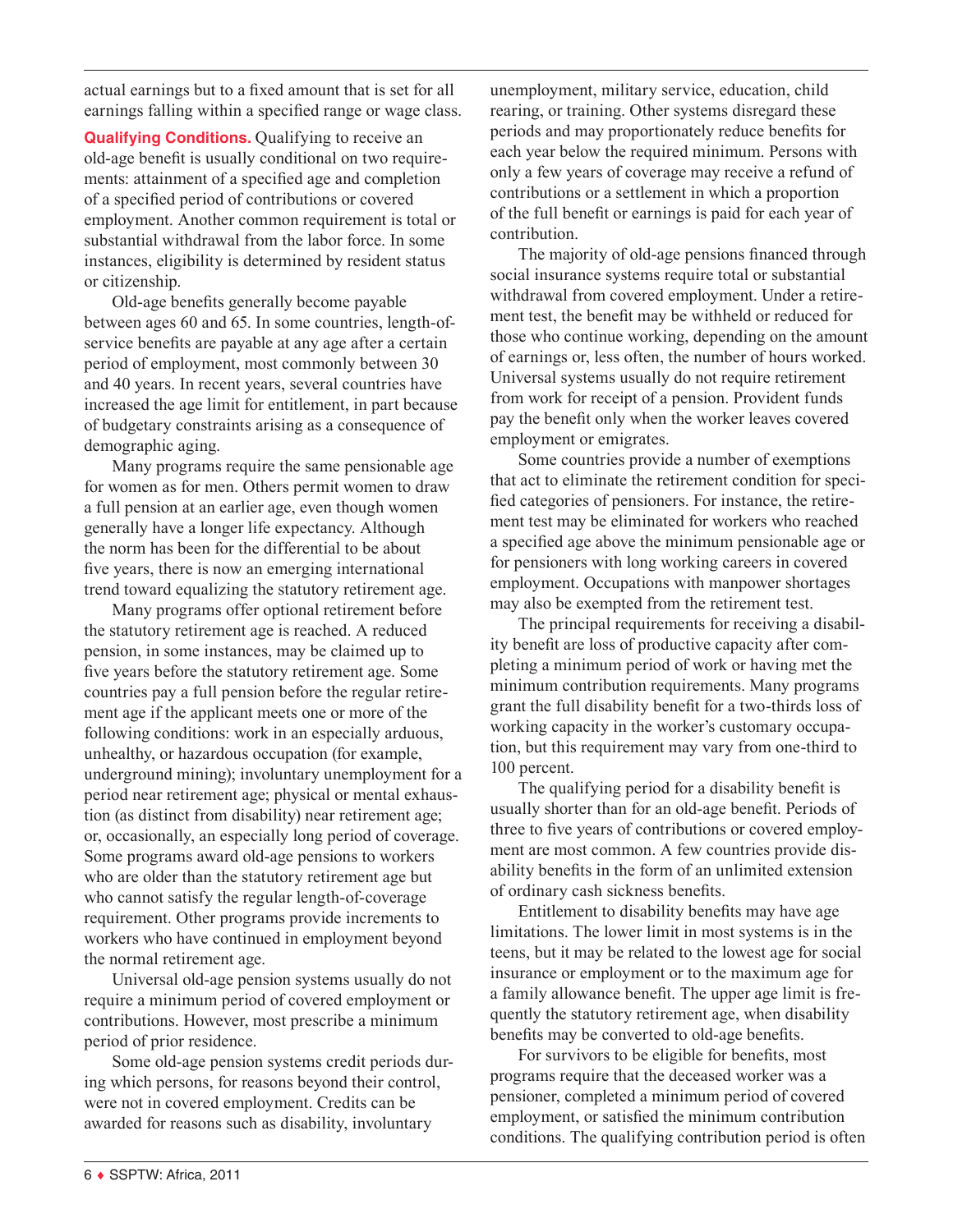actual earnings but to a fixed amount that is set for all earnings falling within a specified range or wage class.

**Qualifying Conditions.** Qualifying to receive an old-age benefit is usually conditional on two requirements: attainment of a specified age and completion of a specified period of contributions or covered employment. Another common requirement is total or substantial withdrawal from the labor force. In some instances, eligibility is determined by resident status or citizenship.

Old-age benefits generally become payable between ages 60 and 65. In some countries, length-of-service benefits are payable at any age after a certain period of employment, most commonly between 30 and 40 years. In recent years, several countries have increased the age limit for entitlement, in part because of budgetary constraints arising as a consequence of demographic aging.

Many programs require the same pensionable age for women as for men. Others permit women to draw a full pension at an earlier age, even though women generally have a longer life expectancy. Although the norm has been for the differential to be about five years, there is now an emerging international trend toward equalizing the statutory retirement age.

Many programs offer optional retirement before the statutory retirement age is reached. A reduced pension, in some instances, may be claimed up to five years before the statutory retirement age. Some countries pay a full pension before the regular retirement age if the applicant meets one or more of the following conditions: work in an especially arduous, unhealthy, or hazardous occupation (for example, underground mining); involuntary unemployment for a period near retirement age; physical or mental exhaustion (as distinct from disability) near retirement age; or, occasionally, an especially long period of coverage. Some programs award old-age pensions to workers who are older than the statutory retirement age but who cannot satisfy the regular length-of-coverage requirement. Other programs provide increments to workers who have continued in employment beyond the normal retirement age.

Universal old-age pension systems usually do not require a minimum period of covered employment or contributions. However, most prescribe a minimum period of prior residence.

Some old-age pension systems credit periods during which persons, for reasons beyond their control, were not in covered employment. Credits can be awarded for reasons such as disability, involuntary unemployment, military service, education, child rearing, or training. Other systems disregard these periods and may proportionately reduce benefits for each year below the required minimum. Persons with only a few years of coverage may receive a refund of contributions or a settlement in which a proportion of the full benefit or earnings is paid for each year of contribution.

The majority of old-age pensions financed through social insurance systems require total or substantial withdrawal from covered employment. Under a retirement test, the benefit may be withheld or reduced for those who continue working, depending on the amount of earnings or, less often, the number of hours worked. Universal systems usually do not require retirement from work for receipt of a pension. Provident funds pay the benefit only when the worker leaves covered employment or emigrates.

Some countries provide a number of exemptions that act to eliminate the retirement condition for specified categories of pensioners. For instance, the retirement test may be eliminated for workers who reached a specified age above the minimum pensionable age or for pensioners with long working careers in covered employment. Occupations with manpower shortages may also be exempted from the retirement test.

The principal requirements for receiving a disability benefit are loss of productive capacity after completing a minimum period of work or having met the minimum contribution requirements. Many programs grant the full disability benefit for a two-thirds loss of working capacity in the worker's customary occupation, but this requirement may vary from one-third to 100 percent.

The qualifying period for a disability benefit is usually shorter than for an old-age benefit. Periods of three to five years of contributions or covered employment are most common. A few countries provide disability benefits in the form of an unlimited extension of ordinary cash sickness benefits.

Entitlement to disability benefits may have age limitations. The lower limit in most systems is in the teens, but it may be related to the lowest age for social insurance or employment or to the maximum age for a family allowance benefit. The upper age limit is frequently the statutory retirement age, when disability benefits may be converted to old-age benefits.

For survivors to be eligible for benefits, most programs require that the deceased worker was a pensioner, completed a minimum period of covered employment, or satisfied the minimum contribution conditions. The qualifying contribution period is often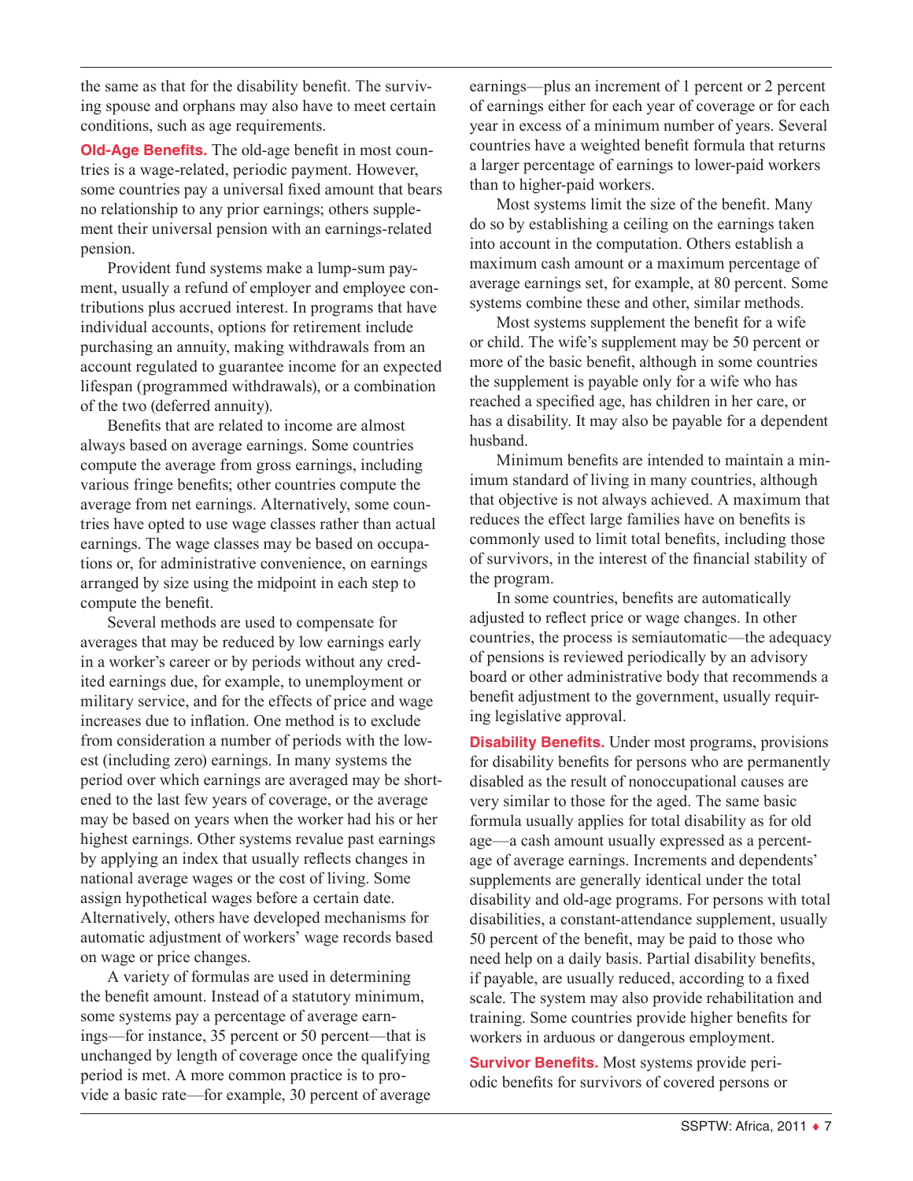the same as that for the disability benefit. The surviving spouse and orphans may also have to meet certain conditions, such as age requirements.

**Old-Age Benefits.** The old-age benefit in most countries is a wage-related, periodic payment. However, some countries pay a universal fixed amount that bears no relationship to any prior earnings; others supplement their universal pension with an earnings-related pension.

Provident fund systems make a lump-sum payment, usually a refund of employer and employee contributions plus accrued interest. In programs that have individual accounts, options for retirement include purchasing an annuity, making withdrawals from an account regulated to guarantee income for an expected lifespan (programmed withdrawals), or a combination of the two (deferred annuity).

Benefits that are related to income are almost always based on average earnings. Some countries compute the average from gross earnings, including various fringe benefits; other countries compute the average from net earnings. Alternatively, some countries have opted to use wage classes rather than actual earnings. The wage classes may be based on occupations or, for administrative convenience, on earnings arranged by size using the midpoint in each step to compute the benefit.

Several methods are used to compensate for averages that may be reduced by low earnings early in a worker's career or by periods without any credited earnings due, for example, to unemployment or military service, and for the effects of price and wage increases due to inflation. One method is to exclude from consideration a number of periods with the lowest (including zero) earnings. In many systems the period over which earnings are averaged may be shortened to the last few years of coverage, or the average may be based on years when the worker had his or her highest earnings. Other systems revalue past earnings by applying an index that usually reflects changes in national average wages or the cost of living. Some assign hypothetical wages before a certain date. Alternatively, others have developed mechanisms for automatic adjustment of workers' wage records based on wage or price changes.

A variety of formulas are used in determining the benefit amount. Instead of a statutory minimum, some systems pay a percentage of average earnings—for instance, 35 percent or 50 percent—that is unchanged by length of coverage once the qualifying period is met. A more common practice is to provide a basic rate—for example, 30 percent of average earnings—plus an increment of 1 percent or 2 percent of earnings either for each year of coverage or for each year in excess of a minimum number of years. Several countries have a weighted benefit formula that returns a larger percentage of earnings to lower-paid workers than to higher-paid workers.

Most systems limit the size of the benefit. Many do so by establishing a ceiling on the earnings taken into account in the computation. Others establish a maximum cash amount or a maximum percentage of average earnings set, for example, at 80 percent. Some systems combine these and other, similar methods.

Most systems supplement the benefit for a wife or child. The wife's supplement may be 50 percent or more of the basic benefit, although in some countries the supplement is payable only for a wife who has reached a specified age, has children in her care, or has a disability. It may also be payable for a dependent husband.

Minimum benefits are intended to maintain a minimum standard of living in many countries, although that objective is not always achieved. A maximum that reduces the effect large families have on benefits is commonly used to limit total benefits, including those of survivors, in the interest of the financial stability of the program.

In some countries, benefits are automatically adjusted to reflect price or wage changes. In other countries, the process is semiautomatic—the adequacy of pensions is reviewed periodically by an advisory board or other administrative body that recommends a benefit adjustment to the government, usually requiring legislative approval.

**Disability Benefits.** Under most programs, provisions for disability benefits for persons who are permanently disabled as the result of nonoccupational causes are very similar to those for the aged. The same basic formula usually applies for total disability as for old age—a cash amount usually expressed as a percentage of average earnings. Increments and dependents' supplements are generally identical under the total disability and old-age programs. For persons with total disabilities, a constant-attendance supplement, usually 50 percent of the benefit, may be paid to those who need help on a daily basis. Partial disability benefits, if payable, are usually reduced, according to a fixed scale. The system may also provide rehabilitation and training. Some countries provide higher benefits for workers in arduous or dangerous employment.

**Survivor Benefits.** Most systems provide periodic benefits for survivors of covered persons or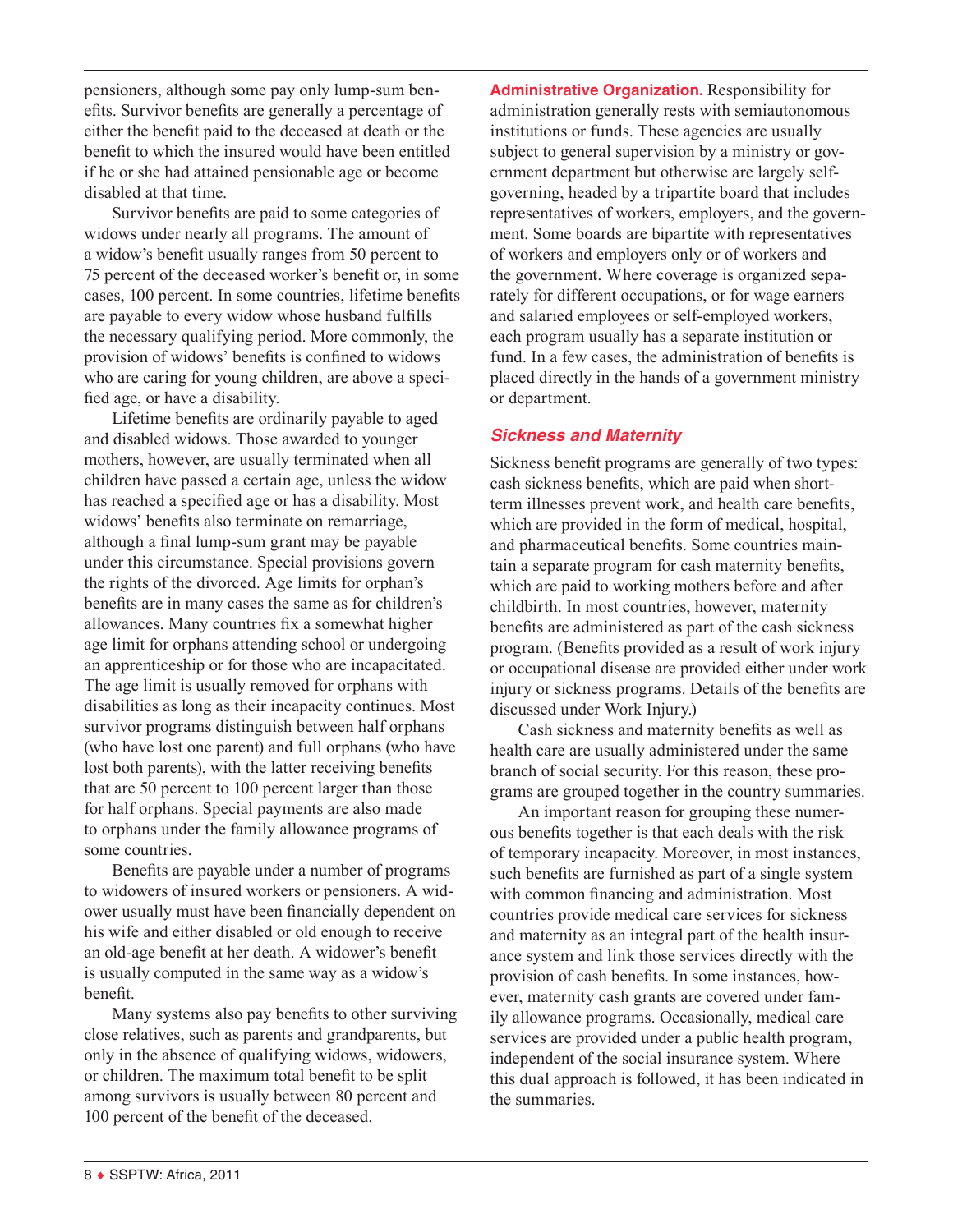pensioners, although some pay only lump-sum benefits. Survivor benefits are generally a percentage of either the benefit paid to the deceased at death or the benefit to which the insured would have been entitled if he or she had attained pensionable age or become disabled at that time.

Survivor benefits are paid to some categories of widows under nearly all programs. The amount of a widow's benefit usually ranges from 50 percent to 75 percent of the deceased worker's benefit or, in some cases, 100 percent. In some countries, lifetime benefits are payable to every widow whose husband fulfills the necessary qualifying period. More commonly, the provision of widows' benefits is confined to widows who are caring for young children, are above a specified age, or have a disability.

Lifetime benefits are ordinarily payable to aged and disabled widows. Those awarded to younger mothers, however, are usually terminated when all children have passed a certain age, unless the widow has reached a specified age or has a disability. Most widows' benefits also terminate on remarriage, although a final lump-sum grant may be payable under this circumstance. Special provisions govern the rights of the divorced. Age limits for orphan's benefits are in many cases the same as for children's allowances. Many countries fix a somewhat higher age limit for orphans attending school or undergoing an apprenticeship or for those who are incapacitated. The age limit is usually removed for orphans with disabilities as long as their incapacity continues. Most survivor programs distinguish between half orphans (who have lost one parent) and full orphans (who have lost both parents), with the latter receiving benefits that are 50 percent to 100 percent larger than those for half orphans. Special payments are also made to orphans under the family allowance programs of some countries.

Benefits are payable under a number of programs to widowers of insured workers or pensioners. A widower usually must have been financially dependent on his wife and either disabled or old enough to receive an old-age benefit at her death. A widower's benefit is usually computed in the same way as a widow's benefit.

Many systems also pay benefits to other surviving close relatives, such as parents and grandparents, but only in the absence of qualifying widows, widowers, or children. The maximum total benefit to be split among survivors is usually between 80 percent and 100 percent of the benefit of the deceased.

**Administrative Organization.** Responsibility for administration generally rests with semiautonomous institutions or funds. These agencies are usually subject to general supervision by a ministry or government department but otherwise are largely self-governing, headed by a tripartite board that includes representatives of workers, employers, and the government. Some boards are bipartite with representatives of workers and employers only or of workers and the government. Where coverage is organized separately for different occupations, or for wage earners and salaried employees or self-employed workers, each program usually has a separate institution or fund. In a few cases, the administration of benefits is placed directly in the hands of a government ministry or department.

### *Sickness and Maternity*

Sickness benefit programs are generally of two types: cash sickness benefits, which are paid when short-term illnesses prevent work, and health care benefits, which are provided in the form of medical, hospital, and pharmaceutical benefits. Some countries maintain a separate program for cash maternity benefits, which are paid to working mothers before and after childbirth. In most countries, however, maternity benefits are administered as part of the cash sickness program. (Benefits provided as a result of work injury or occupational disease are provided either under work injury or sickness programs. Details of the benefits are discussed under Work Injury.)

Cash sickness and maternity benefits as well as health care are usually administered under the same branch of social security. For this reason, these programs are grouped together in the country summaries.

An important reason for grouping these numerous benefits together is that each deals with the risk of temporary incapacity. Moreover, in most instances, such benefits are furnished as part of a single system with common financing and administration. Most countries provide medical care services for sickness and maternity as an integral part of the health insurance system and link those services directly with the provision of cash benefits. In some instances, however, maternity cash grants are covered under family allowance programs. Occasionally, medical care services are provided under a public health program, independent of the social insurance system. Where this dual approach is followed, it has been indicated in the summaries.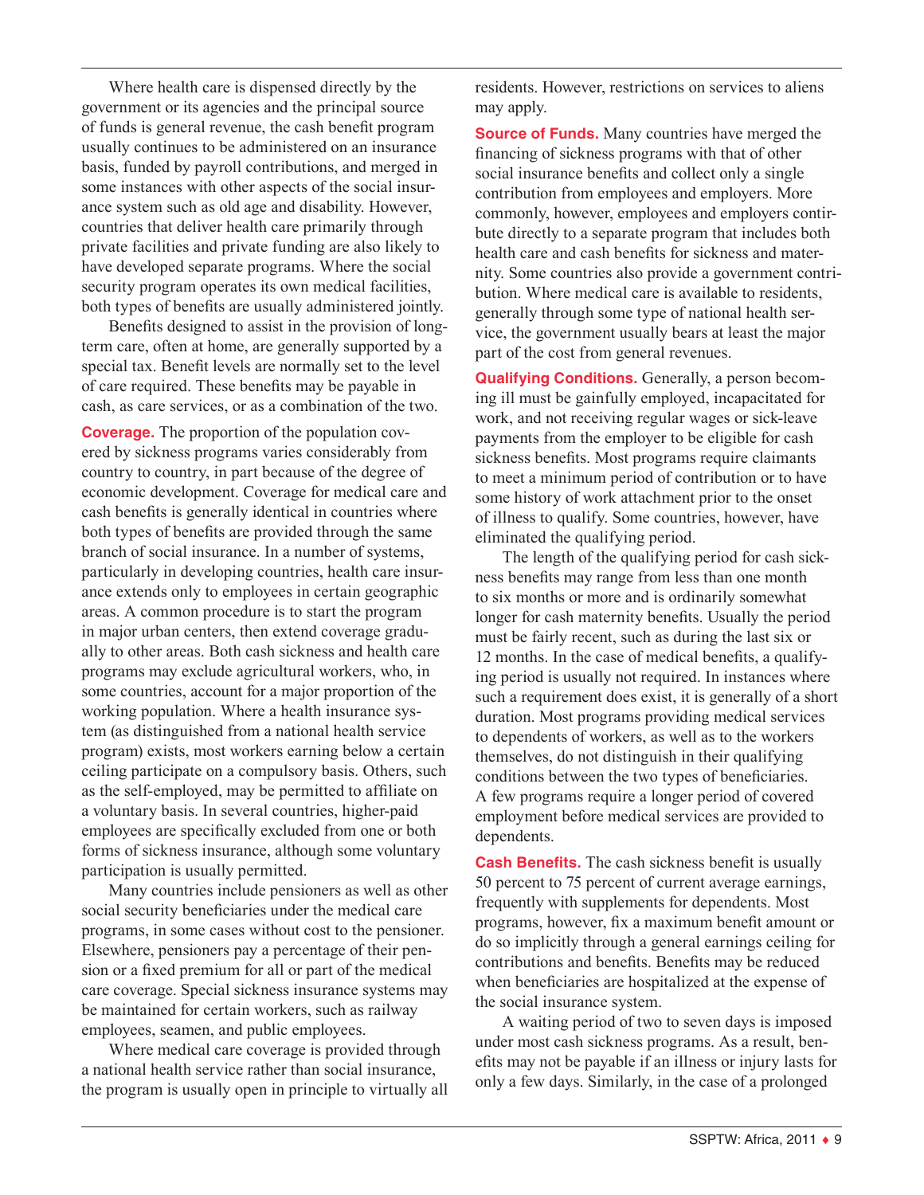Where health care is dispensed directly by the government or its agencies and the principal source of funds is general revenue, the cash benefit program usually continues to be administered on an insurance basis, funded by payroll contributions, and merged in some instances with other aspects of the social insurance system such as old age and disability. However, countries that deliver health care primarily through private facilities and private funding are also likely to have developed separate programs. Where the social security program operates its own medical facilities, both types of benefits are usually administered jointly.

Benefits designed to assist in the provision of long-term care, often at home, are generally supported by a special tax. Benefit levels are normally set to the level of care required. These benefits may be payable in cash, as care services, or as a combination of the two.

**Coverage.** The proportion of the population covered by sickness programs varies considerably from country to country, in part because of the degree of economic development. Coverage for medical care and cash benefits is generally identical in countries where both types of benefits are provided through the same branch of social insurance. In a number of systems, particularly in developing countries, health care insurance extends only to employees in certain geographic areas. A common procedure is to start the program in major urban centers, then extend coverage gradually to other areas. Both cash sickness and health care programs may exclude agricultural workers, who, in some countries, account for a major proportion of the working population. Where a health insurance system (as distinguished from a national health service program) exists, most workers earning below a certain ceiling participate on a compulsory basis. Others, such as the self-employed, may be permitted to affiliate on a voluntary basis. In several countries, higher-paid employees are specifically excluded from one or both forms of sickness insurance, although some voluntary participation is usually permitted.

Many countries include pensioners as well as other social security beneficiaries under the medical care programs, in some cases without cost to the pensioner. Elsewhere, pensioners pay a percentage of their pension or a fixed premium for all or part of the medical care coverage. Special sickness insurance systems may be maintained for certain workers, such as railway employees, seamen, and public employees.

Where medical care coverage is provided through a national health service rather than social insurance, the program is usually open in principle to virtually all residents. However, restrictions on services to aliens may apply.

**Source of Funds.** Many countries have merged the financing of sickness programs with that of other social insurance benefits and collect only a single contribution from employees and employers. More commonly, however, employees and employers contribute directly to a separate program that includes both health care and cash benefits for sickness and maternity. Some countries also provide a government contribution. Where medical care is available to residents, generally through some type of national health service, the government usually bears at least the major part of the cost from general revenues.

**Qualifying Conditions.** Generally, a person becoming ill must be gainfully employed, incapacitated for work, and not receiving regular wages or sick-leave payments from the employer to be eligible for cash sickness benefits. Most programs require claimants to meet a minimum period of contribution or to have some history of work attachment prior to the onset of illness to qualify. Some countries, however, have eliminated the qualifying period.

The length of the qualifying period for cash sickness benefits may range from less than one month to six months or more and is ordinarily somewhat longer for cash maternity benefits. Usually the period must be fairly recent, such as during the last six or 12 months. In the case of medical benefits, a qualifying period is usually not required. In instances where such a requirement does exist, it is generally of a short duration. Most programs providing medical services to dependents of workers, as well as to the workers themselves, do not distinguish in their qualifying conditions between the two types of beneficiaries. A few programs require a longer period of covered employment before medical services are provided to dependents.

**Cash Benefits.** The cash sickness benefit is usually 50 percent to 75 percent of current average earnings, frequently with supplements for dependents. Most programs, however, fix a maximum benefit amount or do so implicitly through a general earnings ceiling for contributions and benefits. Benefits may be reduced when beneficiaries are hospitalized at the expense of the social insurance system.

A waiting period of two to seven days is imposed under most cash sickness programs. As a result, benefits may not be payable if an illness or injury lasts for only a few days. Similarly, in the case of a prolonged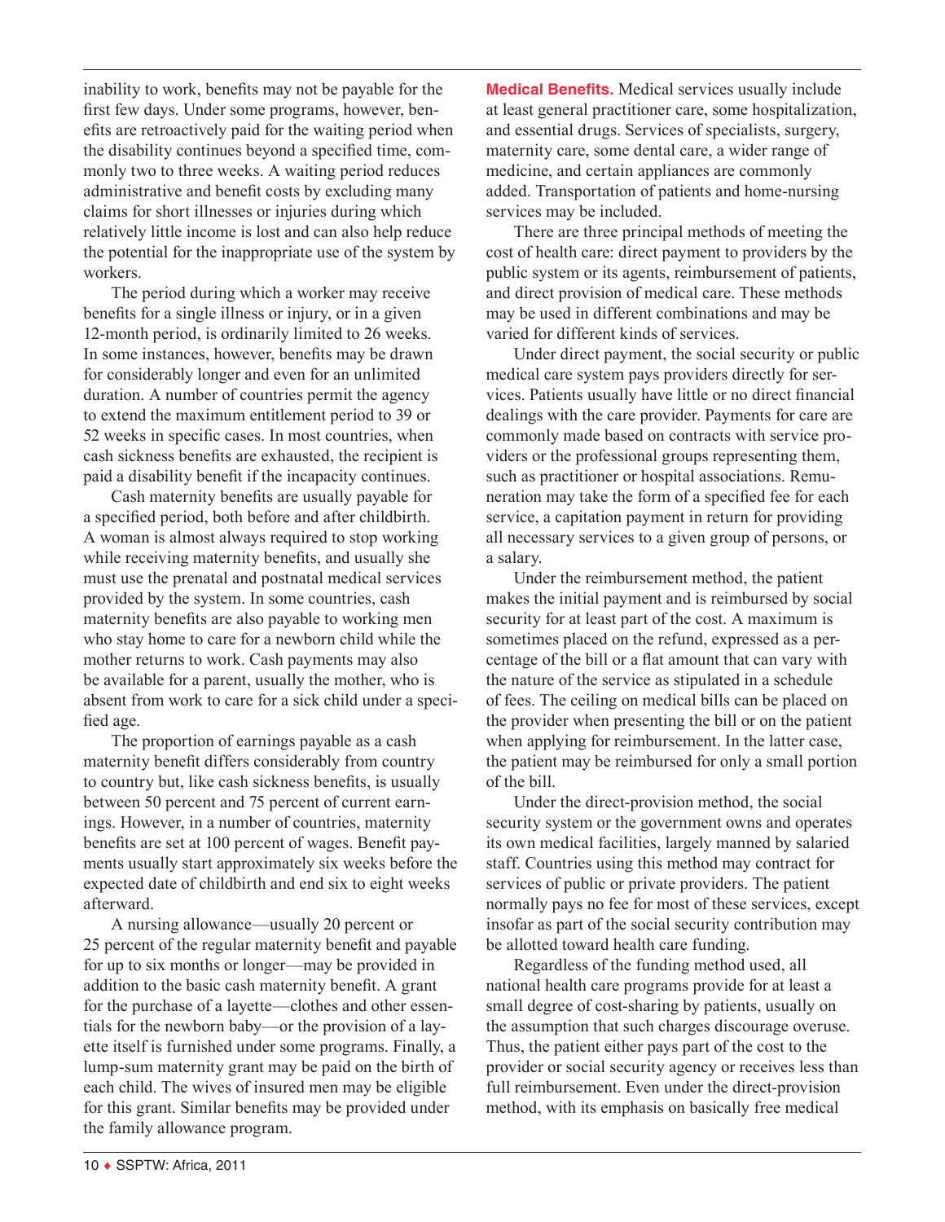inability to work, benefits may not be payable for the first few days. Under some programs, however, benefits are retroactively paid for the waiting period when the disability continues beyond a specified time, commonly two to three weeks. A waiting period reduces administrative and benefit costs by excluding many claims for short illnesses or injuries during which relatively little income is lost and can also help reduce the potential for the inappropriate use of the system by workers.

The period during which a worker may receive benefits for a single illness or injury, or in a given 12-month period, is ordinarily limited to 26 weeks. In some instances, however, benefits may be drawn for considerably longer and even for an unlimited duration. A number of countries permit the agency to extend the maximum entitlement period to 39 or 52 weeks in specific cases. In most countries, when cash sickness benefits are exhausted, the recipient is paid a disability benefit if the incapacity continues.

Cash maternity benefits are usually payable for a specified period, both before and after childbirth. A woman is almost always required to stop working while receiving maternity benefits, and usually she must use the prenatal and postnatal medical services provided by the system. In some countries, cash maternity benefits are also payable to working men who stay home to care for a newborn child while the mother returns to work. Cash payments may also be available for a parent, usually the mother, who is absent from work to care for a sick child under a specified age.

The proportion of earnings payable as a cash maternity benefit differs considerably from country to country but, like cash sickness benefits, is usually between 50 percent and 75 percent of current earnings. However, in a number of countries, maternity benefits are set at 100 percent of wages. Benefit payments usually start approximately six weeks before the expected date of childbirth and end six to eight weeks afterward.

A nursing allowance—usually 20 percent or 25 percent of the regular maternity benefit and payable for up to six months or longer—may be provided in addition to the basic cash maternity benefit. A grant for the purchase of a layette—clothes and other essentials for the newborn baby—or the provision of a layette itself is furnished under some programs. Finally, a lump-sum maternity grant may be paid on the birth of each child. The wives of insured men may be eligible for this grant. Similar benefits may be provided under the family allowance program.

**Medical Benefits.** Medical services usually include at least general practitioner care, some hospitalization, and essential drugs. Services of specialists, surgery, maternity care, some dental care, a wider range of medicine, and certain appliances are commonly added. Transportation of patients and home-nursing services may be included.

There are three principal methods of meeting the cost of health care: direct payment to providers by the public system or its agents, reimbursement of patients, and direct provision of medical care. These methods may be used in different combinations and may be varied for different kinds of services.

Under direct payment, the social security or public medical care system pays providers directly for services. Patients usually have little or no direct financial dealings with the care provider. Payments for care are commonly made based on contracts with service providers or the professional groups representing them, such as practitioner or hospital associations. Remuneration may take the form of a specified fee for each service, a capitation payment in return for providing all necessary services to a given group of persons, or a salary.

Under the reimbursement method, the patient makes the initial payment and is reimbursed by social security for at least part of the cost. A maximum is sometimes placed on the refund, expressed as a percentage of the bill or a flat amount that can vary with the nature of the service as stipulated in a schedule of fees. The ceiling on medical bills can be placed on the provider when presenting the bill or on the patient when applying for reimbursement. In the latter case, the patient may be reimbursed for only a small portion of the bill.

Under the direct-provision method, the social security system or the government owns and operates its own medical facilities, largely manned by salaried staff. Countries using this method may contract for services of public or private providers. The patient normally pays no fee for most of these services, except insofar as part of the social security contribution may be allotted toward health care funding.

Regardless of the funding method used, all national health care programs provide for at least a small degree of cost-sharing by patients, usually on the assumption that such charges discourage overuse. Thus, the patient either pays part of the cost to the provider or social security agency or receives less than full reimbursement. Even under the direct-provision method, with its emphasis on basically free medical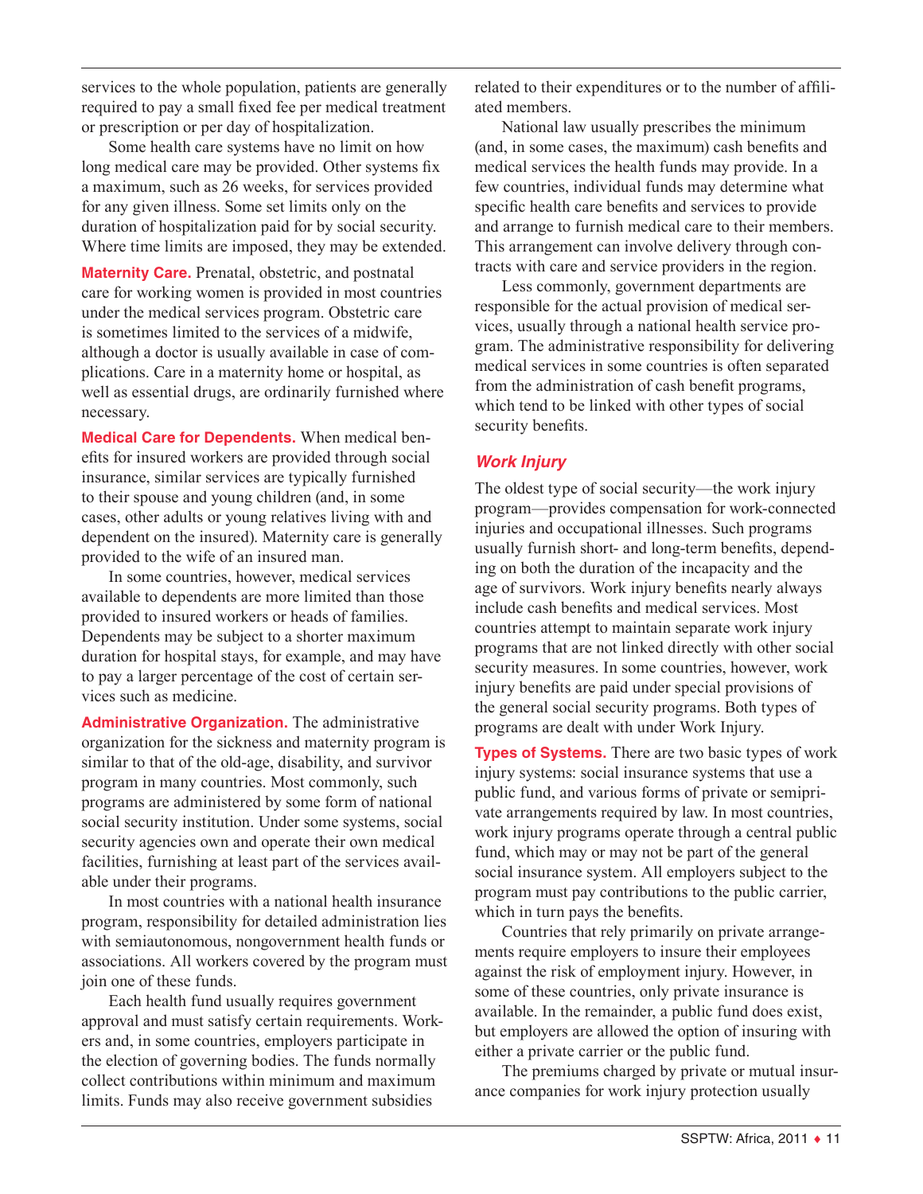services to the whole population, patients are generally required to pay a small fixed fee per medical treatment or prescription or per day of hospitalization.

Some health care systems have no limit on how long medical care may be provided. Other systems fix a maximum, such as 26 weeks, for services provided for any given illness. Some set limits only on the duration of hospitalization paid for by social security. Where time limits are imposed, they may be extended.

**Maternity Care.** Prenatal, obstetric, and postnatal care for working women is provided in most countries under the medical services program. Obstetric care is sometimes limited to the services of a midwife, although a doctor is usually available in case of complications. Care in a maternity home or hospital, as well as essential drugs, are ordinarily furnished where necessary.

**Medical Care for Dependents.** When medical benefits for insured workers are provided through social insurance, similar services are typically furnished to their spouse and young children (and, in some cases, other adults or young relatives living with and dependent on the insured). Maternity care is generally provided to the wife of an insured man.

In some countries, however, medical services available to dependents are more limited than those provided to insured workers or heads of families. Dependents may be subject to a shorter maximum duration for hospital stays, for example, and may have to pay a larger percentage of the cost of certain services such as medicine.

**Administrative Organization.** The administrative organization for the sickness and maternity program is similar to that of the old-age, disability, and survivor program in many countries. Most commonly, such programs are administered by some form of national social security institution. Under some systems, social security agencies own and operate their own medical facilities, furnishing at least part of the services available under their programs.

In most countries with a national health insurance program, responsibility for detailed administration lies with semiautonomous, nongovernment health funds or associations. All workers covered by the program must join one of these funds.

Each health fund usually requires government approval and must satisfy certain requirements. Workers and, in some countries, employers participate in the election of governing bodies. The funds normally collect contributions within minimum and maximum limits. Funds may also receive government subsidies related to their expenditures or to the number of affiliated members.

National law usually prescribes the minimum (and, in some cases, the maximum) cash benefits and medical services the health funds may provide. In a few countries, individual funds may determine what specific health care benefits and services to provide and arrange to furnish medical care to their members. This arrangement can involve delivery through contracts with care and service providers in the region.

Less commonly, government departments are responsible for the actual provision of medical services, usually through a national health service program. The administrative responsibility for delivering medical services in some countries is often separated from the administration of cash benefit programs, which tend to be linked with other types of social security benefits.

### *Work Injury*

The oldest type of social security—the work injury program—provides compensation for work-connected injuries and occupational illnesses. Such programs usually furnish short- and long-term benefits, depending on both the duration of the incapacity and the age of survivors. Work injury benefits nearly always include cash benefits and medical services. Most countries attempt to maintain separate work injury programs that are not linked directly with other social security measures. In some countries, however, work injury benefits are paid under special provisions of the general social security programs. Both types of programs are dealt with under Work Injury.

**Types of Systems.** There are two basic types of work injury systems: social insurance systems that use a public fund, and various forms of private or semiprivate arrangements required by law. In most countries, work injury programs operate through a central public fund, which may or may not be part of the general social insurance system. All employers subject to the program must pay contributions to the public carrier, which in turn pays the benefits.

Countries that rely primarily on private arrangements require employers to insure their employees against the risk of employment injury. However, in some of these countries, only private insurance is available. In the remainder, a public fund does exist, but employers are allowed the option of insuring with either a private carrier or the public fund.

The premiums charged by private or mutual insurance companies for work injury protection usually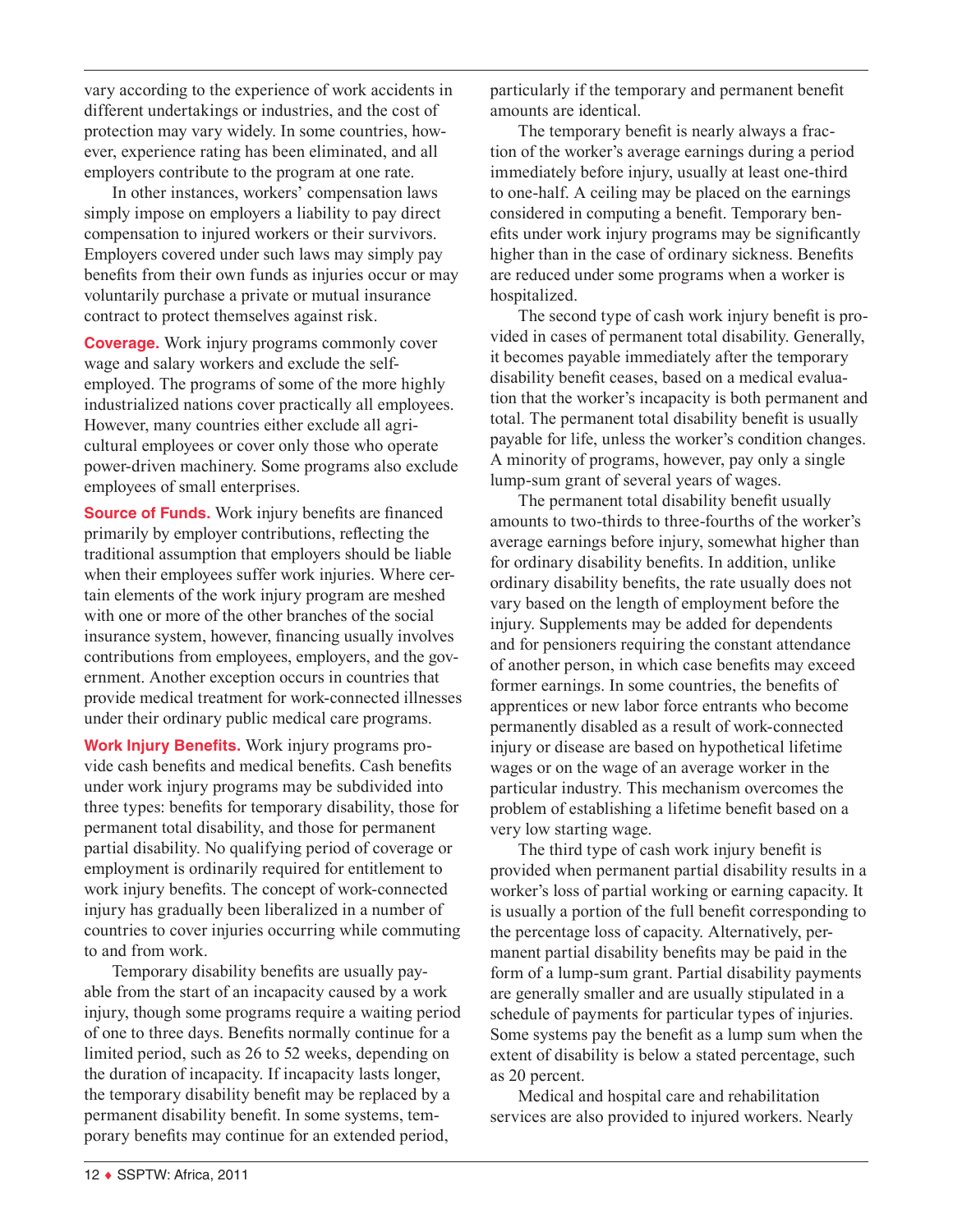vary according to the experience of work accidents in different undertakings or industries, and the cost of protection may vary widely. In some countries, however, experience rating has been eliminated, and all employers contribute to the program at one rate.

In other instances, workers' compensation laws simply impose on employers a liability to pay direct compensation to injured workers or their survivors. Employers covered under such laws may simply pay benefits from their own funds as injuries occur or may voluntarily purchase a private or mutual insurance contract to protect themselves against risk.

**Coverage.** Work injury programs commonly cover wage and salary workers and exclude the self-employed. The programs of some of the more highly industrialized nations cover practically all employees. However, many countries either exclude all agricultural employees or cover only those who operate power-driven machinery. Some programs also exclude employees of small enterprises.

**Source of Funds.** Work injury benefits are financed primarily by employer contributions, reflecting the traditional assumption that employers should be liable when their employees suffer work injuries. Where certain elements of the work injury program are meshed with one or more of the other branches of the social insurance system, however, financing usually involves contributions from employees, employers, and the government. Another exception occurs in countries that provide medical treatment for work-connected illnesses under their ordinary public medical care programs.

**Work Injury Benefits.** Work injury programs provide cash benefits and medical benefits. Cash benefits under work injury programs may be subdivided into three types: benefits for temporary disability, those for permanent total disability, and those for permanent partial disability. No qualifying period of coverage or employment is ordinarily required for entitlement to work injury benefits. The concept of work-connected injury has gradually been liberalized in a number of countries to cover injuries occurring while commuting to and from work.

Temporary disability benefits are usually payable from the start of an incapacity caused by a work injury, though some programs require a waiting period of one to three days. Benefits normally continue for a limited period, such as 26 to 52 weeks, depending on the duration of incapacity. If incapacity lasts longer, the temporary disability benefit may be replaced by a permanent disability benefit. In some systems, temporary benefits may continue for an extended period, particularly if the temporary and permanent benefit amounts are identical.

The temporary benefit is nearly always a fraction of the worker's average earnings during a period immediately before injury, usually at least one-third to one-half. A ceiling may be placed on the earnings considered in computing a benefit. Temporary benefits under work injury programs may be significantly higher than in the case of ordinary sickness. Benefits are reduced under some programs when a worker is hospitalized.

The second type of cash work injury benefit is provided in cases of permanent total disability. Generally, it becomes payable immediately after the temporary disability benefit ceases, based on a medical evaluation that the worker's incapacity is both permanent and total. The permanent total disability benefit is usually payable for life, unless the worker's condition changes. A minority of programs, however, pay only a single lump-sum grant of several years of wages.

The permanent total disability benefit usually amounts to two-thirds to three-fourths of the worker's average earnings before injury, somewhat higher than for ordinary disability benefits. In addition, unlike ordinary disability benefits, the rate usually does not vary based on the length of employment before the injury. Supplements may be added for dependents and for pensioners requiring the constant attendance of another person, in which case benefits may exceed former earnings. In some countries, the benefits of apprentices or new labor force entrants who become permanently disabled as a result of work-connected injury or disease are based on hypothetical lifetime wages or on the wage of an average worker in the particular industry. This mechanism overcomes the problem of establishing a lifetime benefit based on a very low starting wage.

The third type of cash work injury benefit is provided when permanent partial disability results in a worker's loss of partial working or earning capacity. It is usually a portion of the full benefit corresponding to the percentage loss of capacity. Alternatively, permanent partial disability benefits may be paid in the form of a lump-sum grant. Partial disability payments are generally smaller and are usually stipulated in a schedule of payments for particular types of injuries. Some systems pay the benefit as a lump sum when the extent of disability is below a stated percentage, such as 20 percent.

Medical and hospital care and rehabilitation services are also provided to injured workers. Nearly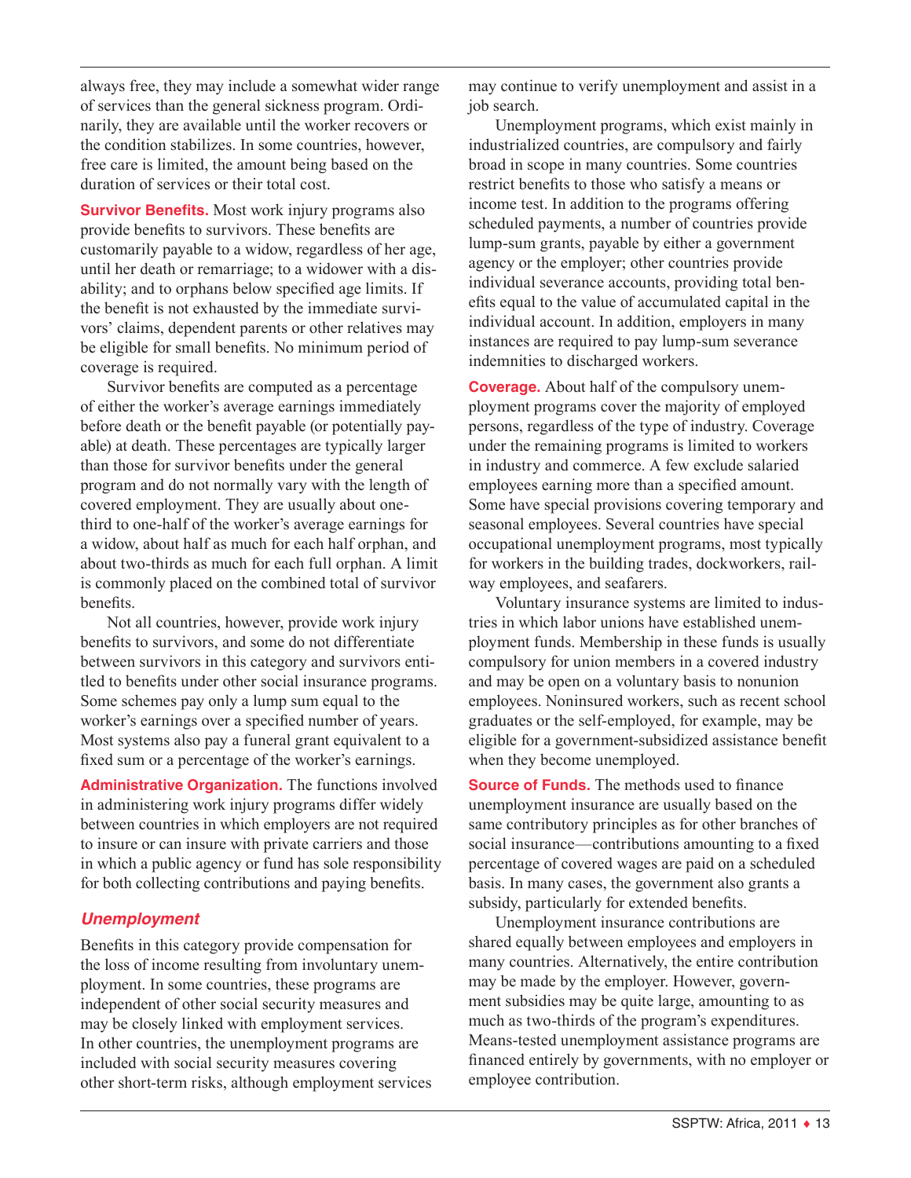always free, they may include a somewhat wider range of services than the general sickness program. Ordinarily, they are available until the worker recovers or the condition stabilizes. In some countries, however, free care is limited, the amount being based on the duration of services or their total cost.

**Survivor Benefits.** Most work injury programs also provide benefits to survivors. These benefits are customarily payable to a widow, regardless of her age, until her death or remarriage; to a widower with a disability; and to orphans below specified age limits. If the benefit is not exhausted by the immediate survivors' claims, dependent parents or other relatives may be eligible for small benefits. No minimum period of coverage is required.

Survivor benefits are computed as a percentage of either the worker's average earnings immediately before death or the benefit payable (or potentially payable) at death. These percentages are typically larger than those for survivor benefits under the general program and do not normally vary with the length of covered employment. They are usually about one-third to one-half of the worker's average earnings for a widow, about half as much for each half orphan, and about two-thirds as much for each full orphan. A limit is commonly placed on the combined total of survivor benefits.

Not all countries, however, provide work injury benefits to survivors, and some do not differentiate between survivors in this category and survivors entitled to benefits under other social insurance programs. Some schemes pay only a lump sum equal to the worker's earnings over a specified number of years. Most systems also pay a funeral grant equivalent to a fixed sum or a percentage of the worker's earnings.

**Administrative Organization.** The functions involved in administering work injury programs differ widely between countries in which employers are not required to insure or can insure with private carriers and those in which a public agency or fund has sole responsibility for both collecting contributions and paying benefits.

### *Unemployment*

Benefits in this category provide compensation for the loss of income resulting from involuntary unemployment. In some countries, these programs are independent of other social security measures and may be closely linked with employment services. In other countries, the unemployment programs are included with social security measures covering other short-term risks, although employment services may continue to verify unemployment and assist in a job search.

Unemployment programs, which exist mainly in industrialized countries, are compulsory and fairly broad in scope in many countries. Some countries restrict benefits to those who satisfy a means or income test. In addition to the programs offering scheduled payments, a number of countries provide lump-sum grants, payable by either a government agency or the employer; other countries provide individual severance accounts, providing total benefits equal to the value of accumulated capital in the individual account. In addition, employers in many instances are required to pay lump-sum severance indemnities to discharged workers.

**Coverage.** About half of the compulsory unemployment programs cover the majority of employed persons, regardless of the type of industry. Coverage under the remaining programs is limited to workers in industry and commerce. A few exclude salaried employees earning more than a specified amount. Some have special provisions covering temporary and seasonal employees. Several countries have special occupational unemployment programs, most typically for workers in the building trades, dockworkers, railway employees, and seafarers.

Voluntary insurance systems are limited to industries in which labor unions have established unemployment funds. Membership in these funds is usually compulsory for union members in a covered industry and may be open on a voluntary basis to nonunion employees. Noninsured workers, such as recent school graduates or the self-employed, for example, may be eligible for a government-subsidized assistance benefit when they become unemployed.

**Source of Funds.** The methods used to finance unemployment insurance are usually based on the same contributory principles as for other branches of social insurance—contributions amounting to a fixed percentage of covered wages are paid on a scheduled basis. In many cases, the government also grants a subsidy, particularly for extended benefits.

Unemployment insurance contributions are shared equally between employees and employers in many countries. Alternatively, the entire contribution may be made by the employer. However, government subsidies may be quite large, amounting to as much as two-thirds of the program's expenditures. Means-tested unemployment assistance programs are financed entirely by governments, with no employer or employee contribution.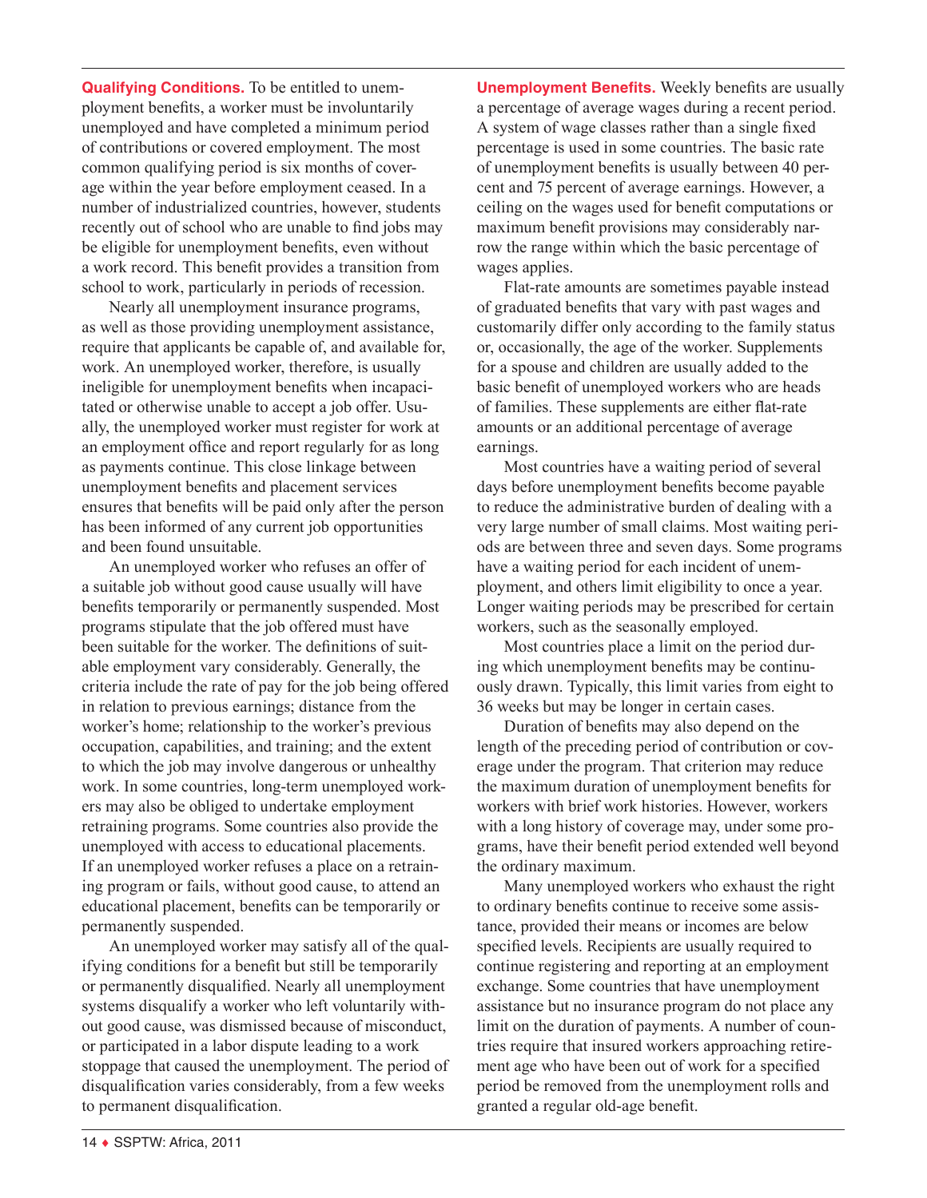**Qualifying Conditions.** To be entitled to unemployment benefits, a worker must be involuntarily unemployed and have completed a minimum period of contributions or covered employment. The most common qualifying period is six months of coverage within the year before employment ceased. In a number of industrialized countries, however, students recently out of school who are unable to find jobs may be eligible for unemployment benefits, even without a work record. This benefit provides a transition from school to work, particularly in periods of recession.

Nearly all unemployment insurance programs, as well as those providing unemployment assistance, require that applicants be capable of, and available for, work. An unemployed worker, therefore, is usually ineligible for unemployment benefits when incapacitated or otherwise unable to accept a job offer. Usually, the unemployed worker must register for work at an employment office and report regularly for as long as payments continue. This close linkage between unemployment benefits and placement services ensures that benefits will be paid only after the person has been informed of any current job opportunities and been found unsuitable.

An unemployed worker who refuses an offer of a suitable job without good cause usually will have benefits temporarily or permanently suspended. Most programs stipulate that the job offered must have been suitable for the worker. The definitions of suitable employment vary considerably. Generally, the criteria include the rate of pay for the job being offered in relation to previous earnings; distance from the worker's home; relationship to the worker's previous occupation, capabilities, and training; and the extent to which the job may involve dangerous or unhealthy work. In some countries, long-term unemployed workers may also be obliged to undertake employment retraining programs. Some countries also provide the unemployed with access to educational placements. If an unemployed worker refuses a place on a retraining program or fails, without good cause, to attend an educational placement, benefits can be temporarily or permanently suspended.

An unemployed worker may satisfy all of the qualifying conditions for a benefit but still be temporarily or permanently disqualified. Nearly all unemployment systems disqualify a worker who left voluntarily without good cause, was dismissed because of misconduct, or participated in a labor dispute leading to a work stoppage that caused the unemployment. The period of disqualification varies considerably, from a few weeks to permanent disqualification.

**Unemployment Benefits.** Weekly benefits are usually a percentage of average wages during a recent period. A system of wage classes rather than a single fixed percentage is used in some countries. The basic rate of unemployment benefits is usually between 40 percent and 75 percent of average earnings. However, a ceiling on the wages used for benefit computations or maximum benefit provisions may considerably narrow the range within which the basic percentage of wages applies.

Flat-rate amounts are sometimes payable instead of graduated benefits that vary with past wages and customarily differ only according to the family status or, occasionally, the age of the worker. Supplements for a spouse and children are usually added to the basic benefit of unemployed workers who are heads of families. These supplements are either flat-rate amounts or an additional percentage of average earnings.

Most countries have a waiting period of several days before unemployment benefits become payable to reduce the administrative burden of dealing with a very large number of small claims. Most waiting periods are between three and seven days. Some programs have a waiting period for each incident of unemployment, and others limit eligibility to once a year. Longer waiting periods may be prescribed for certain workers, such as the seasonally employed.

Most countries place a limit on the period during which unemployment benefits may be continuously drawn. Typically, this limit varies from eight to 36 weeks but may be longer in certain cases.

Duration of benefits may also depend on the length of the preceding period of contribution or coverage under the program. That criterion may reduce the maximum duration of unemployment benefits for workers with brief work histories. However, workers with a long history of coverage may, under some programs, have their benefit period extended well beyond the ordinary maximum.

Many unemployed workers who exhaust the right to ordinary benefits continue to receive some assistance, provided their means or incomes are below specified levels. Recipients are usually required to continue registering and reporting at an employment exchange. Some countries that have unemployment assistance but no insurance program do not place any limit on the duration of payments. A number of countries require that insured workers approaching retirement age who have been out of work for a specified period be removed from the unemployment rolls and granted a regular old-age benefit.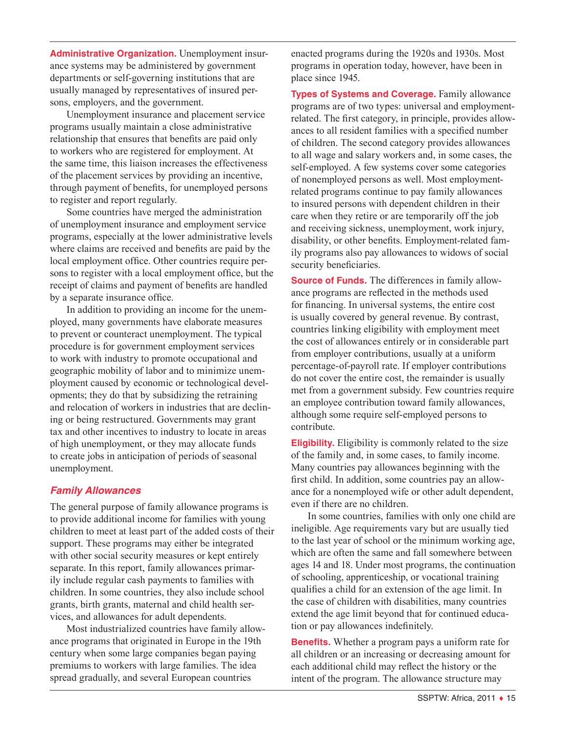**Administrative Organization.** Unemployment insurance systems may be administered by government departments or self-governing institutions that are usually managed by representatives of insured persons, employers, and the government.

Unemployment insurance and placement service programs usually maintain a close administrative relationship that ensures that benefits are paid only to workers who are registered for employment. At the same time, this liaison increases the effectiveness of the placement services by providing an incentive, through payment of benefits, for unemployed persons to register and report regularly.

Some countries have merged the administration of unemployment insurance and employment service programs, especially at the lower administrative levels where claims are received and benefits are paid by the local employment office. Other countries require persons to register with a local employment office, but the receipt of claims and payment of benefits are handled by a separate insurance office.

In addition to providing an income for the unemployed, many governments have elaborate measures to prevent or counteract unemployment. The typical procedure is for government employment services to work with industry to promote occupational and geographic mobility of labor and to minimize unemployment caused by economic or technological developments; they do that by subsidizing the retraining and relocation of workers in industries that are declining or being restructured. Governments may grant tax and other incentives to industry to locate in areas of high unemployment, or they may allocate funds to create jobs in anticipation of periods of seasonal unemployment.

### *Family Allowances*

The general purpose of family allowance programs is to provide additional income for families with young children to meet at least part of the added costs of their support. These programs may either be integrated with other social security measures or kept entirely separate. In this report, family allowances primarily include regular cash payments to families with children. In some countries, they also include school grants, birth grants, maternal and child health services, and allowances for adult dependents.

Most industrialized countries have family allowance programs that originated in Europe in the 19th century when some large companies began paying premiums to workers with large families. The idea spread gradually, and several European countries enacted programs during the 1920s and 1930s. Most programs in operation today, however, have been in place since 1945.

**Types of Systems and Coverage.** Family allowance programs are of two types: universal and employment-related. The first category, in principle, provides allowances to all resident families with a specified number of children. The second category provides allowances to all wage and salary workers and, in some cases, the self-employed. A few systems cover some categories of nonemployed persons as well. Most employment-related programs continue to pay family allowances to insured persons with dependent children in their care when they retire or are temporarily off the job and receiving sickness, unemployment, work injury, disability, or other benefits. Employment-related family programs also pay allowances to widows of social security beneficiaries.

**Source of Funds.** The differences in family allowance programs are reflected in the methods used for financing. In universal systems, the entire cost is usually covered by general revenue. By contrast, countries linking eligibility with employment meet the cost of allowances entirely or in considerable part from employer contributions, usually at a uniform percentage-of-payroll rate. If employer contributions do not cover the entire cost, the remainder is usually met from a government subsidy. Few countries require an employee contribution toward family allowances, although some require self-employed persons to contribute.

**Eligibility.** Eligibility is commonly related to the size of the family and, in some cases, to family income. Many countries pay allowances beginning with the first child. In addition, some countries pay an allowance for a nonemployed wife or other adult dependent, even if there are no children.

In some countries, families with only one child are ineligible. Age requirements vary but are usually tied to the last year of school or the minimum working age, which are often the same and fall somewhere between ages 14 and 18. Under most programs, the continuation of schooling, apprenticeship, or vocational training qualifies a child for an extension of the age limit. In the case of children with disabilities, many countries extend the age limit beyond that for continued education or pay allowances indefinitely.

**Benefits.** Whether a program pays a uniform rate for all children or an increasing or decreasing amount for each additional child may reflect the history or the intent of the program. The allowance structure may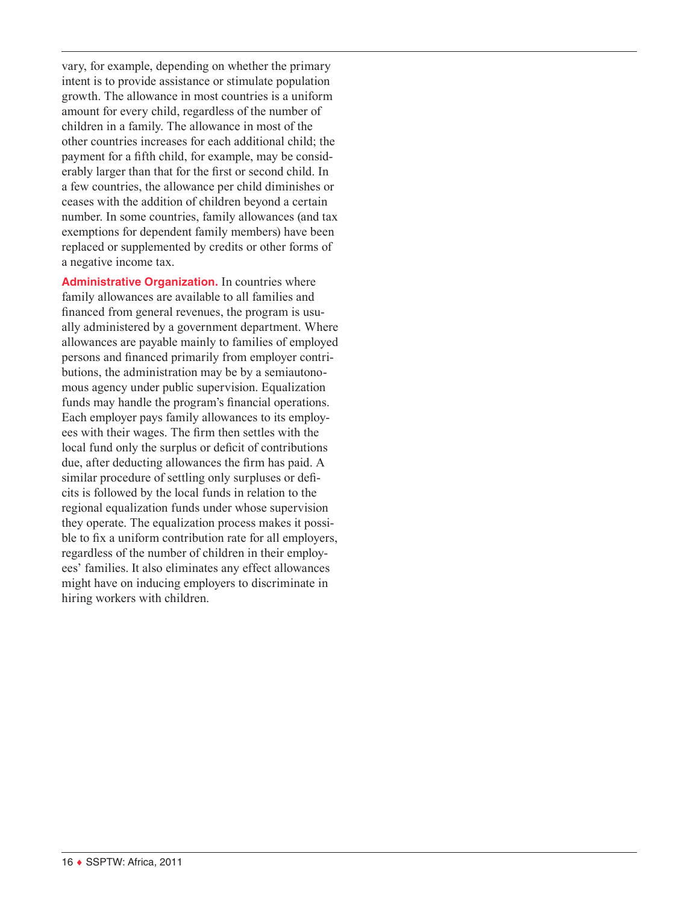vary, for example, depending on whether the primary intent is to provide assistance or stimulate population growth. The allowance in most countries is a uniform amount for every child, regardless of the number of children in a family. The allowance in most of the other countries increases for each additional child; the payment for a fifth child, for example, may be considerably larger than that for the first or second child. In a few countries, the allowance per child diminishes or ceases with the addition of children beyond a certain number. In some countries, family allowances (and tax exemptions for dependent family members) have been replaced or supplemented by credits or other forms of a negative income tax.

**Administrative Organization.** In countries where family allowances are available to all families and financed from general revenues, the program is usually administered by a government department. Where allowances are payable mainly to families of employed persons and financed primarily from employer contributions, the administration may be by a semiautonomous agency under public supervision. Equalization funds may handle the program's financial operations. Each employer pays family allowances to its employees with their wages. The firm then settles with the local fund only the surplus or deficit of contributions due, after deducting allowances the firm has paid. A similar procedure of settling only surpluses or deficits is followed by the local funds in relation to the regional equalization funds under whose supervision they operate. The equalization process makes it possible to fix a uniform contribution rate for all employers, regardless of the number of children in their employees' families. It also eliminates any effect allowances might have on inducing employers to discriminate in hiring workers with children.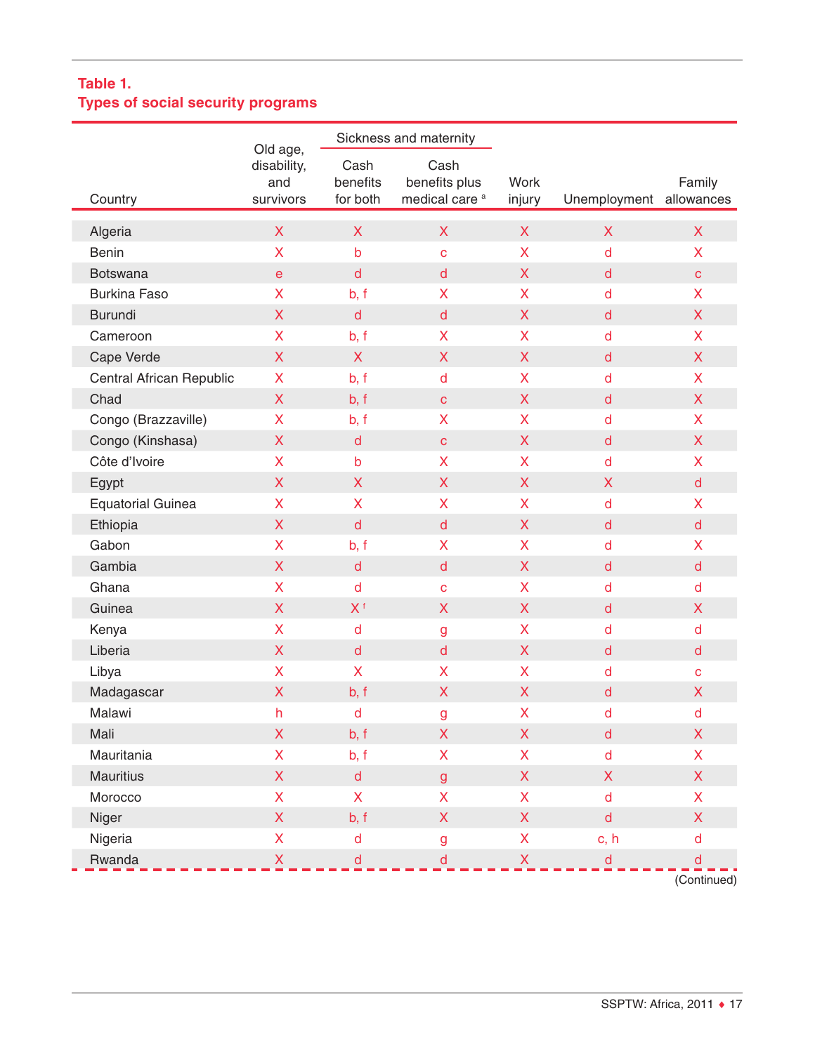**Table 1.**
**Types of social security programs**

| Country | Old age, disability, and survivors | Sickness and maternity | | Work injury | Unemployment | Family allowances |
|---|---|---|---|---|---|---|
| | | Cash benefits for both | Cash benefits plus medical care [a] | | | |
| Algeria | X | X | X | X | X | X |
| Benin | X | b | c | X | d | X |
| Botswana | e | d | d | X | d | c |
| Burkina Faso | X | b, f | X | X | d | X |
| Burundi | X | d | d | X | d | X |
| Cameroon | X | b, f | X | X | d | X |
| Cape Verde | X | X | X | X | d | X |
| Central African Republic | X | b, f | d | X | d | X |
| Chad | X | b, f | c | X | d | X |
| Congo (Brazzaville) | X | b, f | X | X | d | X |
| Congo (Kinshasa) | X | d | c | X | d | X |
| Côte d'Ivoire | X | b | X | X | d | X |
| Egypt | X | X | X | X | X | d |
| Equatorial Guinea | X | X | X | X | d | X |
| Ethiopia | X | d | d | X | d | d |
| Gabon | X | b, f | X | X | d | X |
| Gambia | X | d | d | X | d | d |
| Ghana | X | d | c | X | d | d |
| Guinea | X | X [f] | X | X | d | X |
| Kenya | X | d | g | X | d | d |
| Liberia | X | d | d | X | d | d |
| Libya | X | X | X | X | d | c |
| Madagascar | X | b, f | X | X | d | X |
| Malawi | h | d | g | X | d | d |
| Mali | X | b, f | X | X | d | X |
| Mauritania | X | b, f | X | X | d | X |
| Mauritius | X | d | g | X | X | X |
| Morocco | X | X | X | X | d | X |
| Niger | X | b, f | X | X | d | X |
| Nigeria | X | d | g | X | c, h | d |
| Rwanda | X | d | d | X | d | d |

(Continued)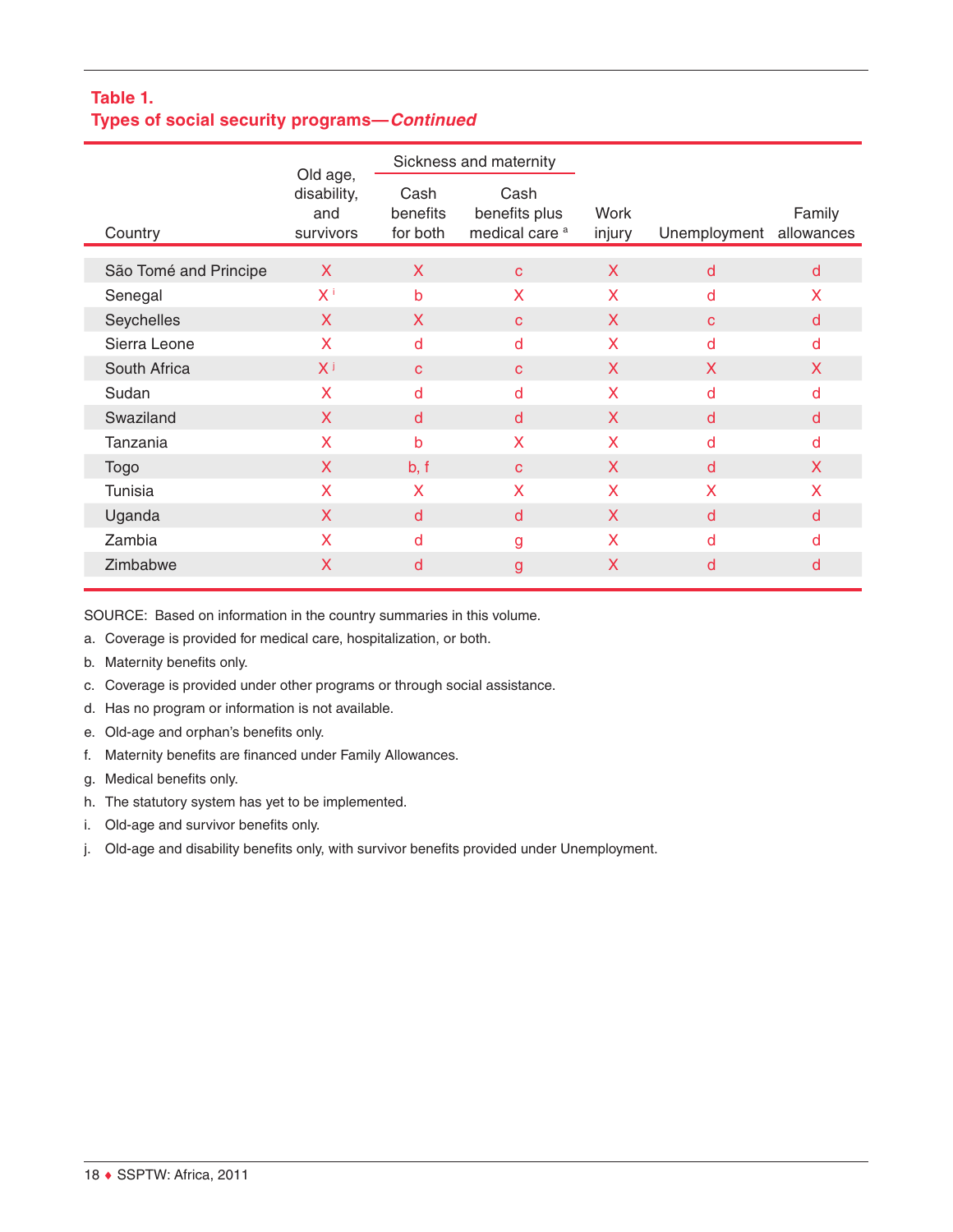**Table 1.**
**Types of social security programs—*Continued***

| Country | Old age, disability, and survivors | Sickness and maternity | | Work injury | Unemployment | Family allowances |
|---|---|---|---|---|---|---|
| | | Cash benefits for both | Cash benefits plus medical care [a] | | | |
| São Tomé and Principe | X | X | c | X | d | d |
| Senegal | X [i] | b | X | X | d | X |
| Seychelles | X | X | c | X | c | d |
| Sierra Leone | X | d | d | X | d | d |
| South Africa | X [j] | c | c | X | X | X |
| Sudan | X | d | d | X | d | d |
| Swaziland | X | d | d | X | d | d |
| Tanzania | X | b | X | X | d | d |
| Togo | X | b, f | c | X | d | X |
| Tunisia | X | X | X | X | X | X |
| Uganda | X | d | d | X | d | d |
| Zambia | X | d | g | X | d | d |
| Zimbabwe | X | d | g | X | d | d |

SOURCE: Based on information in the country summaries in this volume.

a. Coverage is provided for medical care, hospitalization, or both.

b. Maternity benefits only.

c. Coverage is provided under other programs or through social assistance.

d. Has no program or information is not available.

e. Old-age and orphan's benefits only.

f. Maternity benefits are financed under Family Allowances.

g. Medical benefits only.

h. The statutory system has yet to be implemented.

i. Old-age and survivor benefits only.

j. Old-age and disability benefits only, with survivor benefits provided under Unemployment.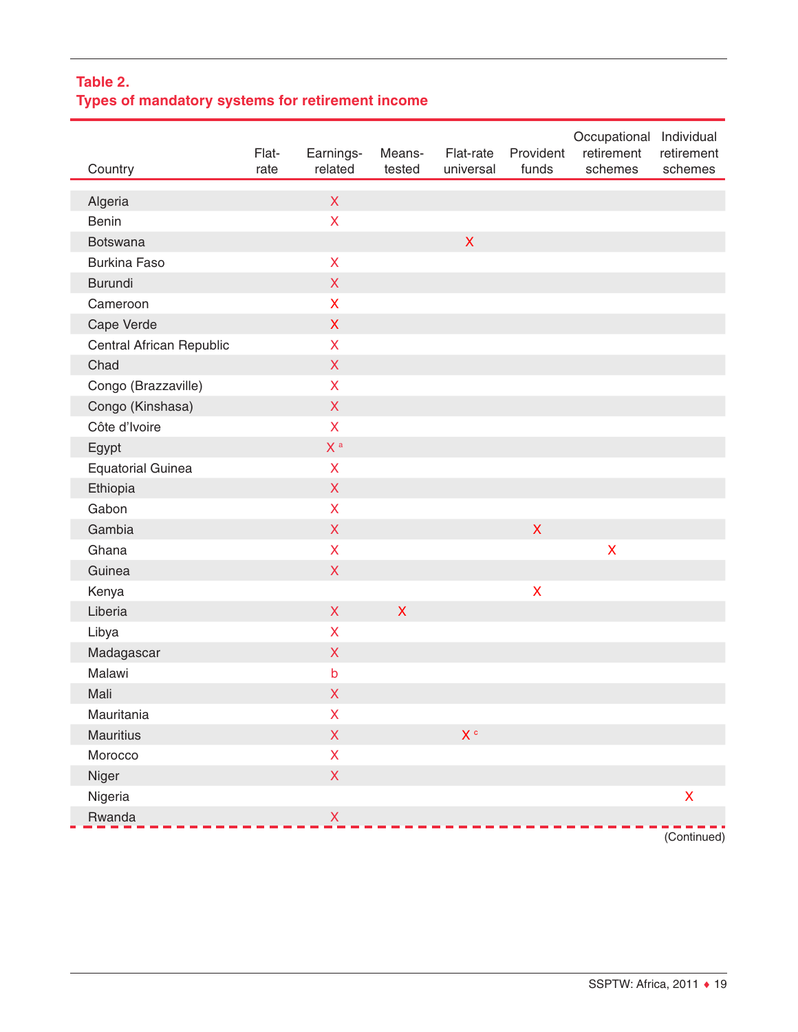**Table 2.**
**Types of mandatory systems for retirement income**

| Country | Flat-rate | Earnings-related | Means-tested | Flat-rate universal | Provident funds | Occupational retirement schemes | Individual retirement schemes |
|---|---|---|---|---|---|---|---|
| Algeria | | X | | | | | |
| Benin | | X | | | | | |
| Botswana | | | | X | | | |
| Burkina Faso | | X | | | | | |
| Burundi | | X | | | | | |
| Cameroon | | X | | | | | |
| Cape Verde | | X | | | | | |
| Central African Republic | | X | | | | | |
| Chad | | X | | | | | |
| Congo (Brazzaville) | | X | | | | | |
| Congo (Kinshasa) | | X | | | | | |
| Côte d'Ivoire | | X | | | | | |
| Egypt | | X [a] | | | | | |
| Equatorial Guinea | | X | | | | | |
| Ethiopia | | X | | | | | |
| Gabon | | X | | | | | |
| Gambia | | X | | | X | | |
| Ghana | | X | | | | X | |
| Guinea | | X | | | | | |
| Kenya | | | | | X | | |
| Liberia | | X | X | | | | |
| Libya | | X | | | | | |
| Madagascar | | X | | | | | |
| Malawi | | b | | | | | |
| Mali | | X | | | | | |
| Mauritania | | X | | | | | |
| Mauritius | | X | | X [c] | | | |
| Morocco | | X | | | | | |
| Niger | | X | | | | | |
| Nigeria | | | | | | | X |
| Rwanda | | X | | | | | |

(Continued)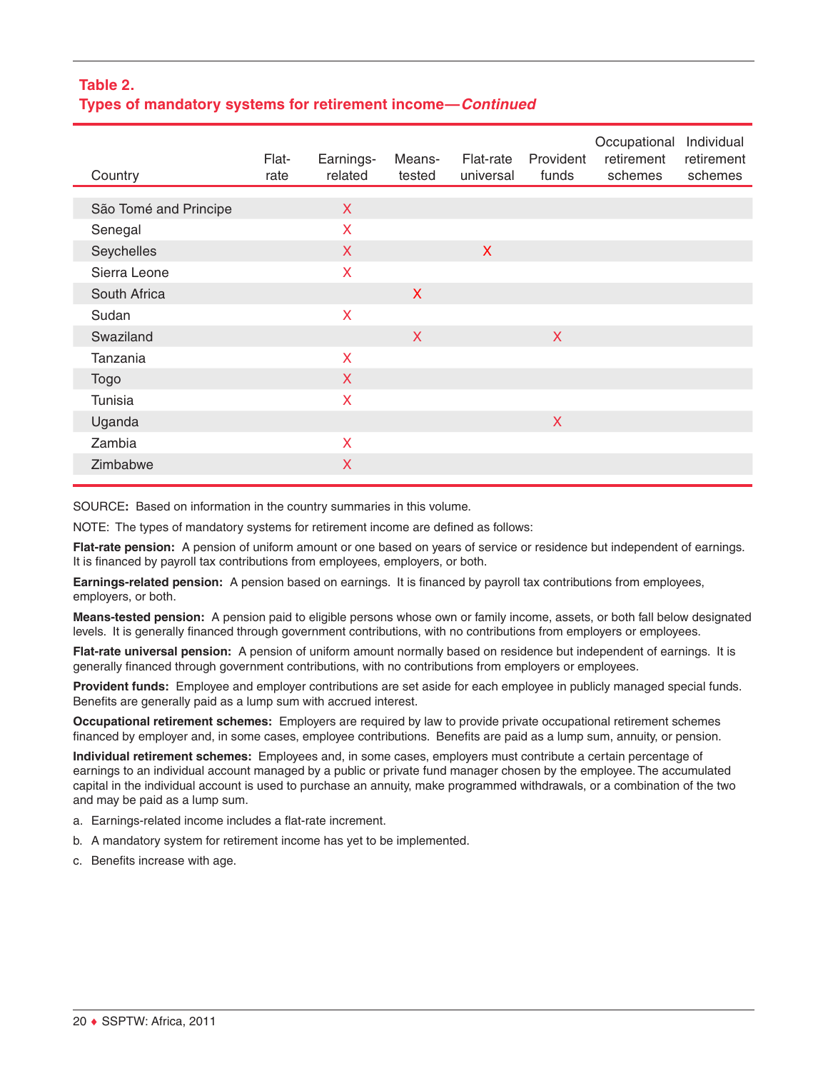**Table 2.**
**Types of mandatory systems for retirement income—*Continued***

| Country | Flat-rate | Earnings-related | Means-tested | Flat-rate universal | Provident funds | Occupational retirement schemes | Individual retirement schemes |
|---|---|---|---|---|---|---|---|
| São Tomé and Principe | | X | | | | | |
| Senegal | | X | | | | | |
| Seychelles | | X | | X | | | |
| Sierra Leone | | X | | | | | |
| South Africa | | | X | | | | |
| Sudan | | X | | | | | |
| Swaziland | | | X | | X | | |
| Tanzania | | X | | | | | |
| Togo | | X | | | | | |
| Tunisia | | X | | | | | |
| Uganda | | | | | X | | |
| Zambia | | X | | | | | |
| Zimbabwe | | X | | | | | |

SOURCE: Based on information in the country summaries in this volume.

NOTE: The types of mandatory systems for retirement income are defined as follows:

**Flat-rate pension:** A pension of uniform amount or one based on years of service or residence but independent of earnings. It is financed by payroll tax contributions from employees, employers, or both.

**Earnings-related pension:** A pension based on earnings. It is financed by payroll tax contributions from employees, employers, or both.

**Means-tested pension:** A pension paid to eligible persons whose own or family income, assets, or both fall below designated levels. It is generally financed through government contributions, with no contributions from employers or employees.

**Flat-rate universal pension:** A pension of uniform amount normally based on residence but independent of earnings. It is generally financed through government contributions, with no contributions from employers or employees.

**Provident funds:** Employee and employer contributions are set aside for each employee in publicly managed special funds. Benefits are generally paid as a lump sum with accrued interest.

**Occupational retirement schemes:** Employers are required by law to provide private occupational retirement schemes financed by employer and, in some cases, employee contributions. Benefits are paid as a lump sum, annuity, or pension.

**Individual retirement schemes:** Employees and, in some cases, employers must contribute a certain percentage of earnings to an individual account managed by a public or private fund manager chosen by the employee. The accumulated capital in the individual account is used to purchase an annuity, make programmed withdrawals, or a combination of the two and may be paid as a lump sum.

a. Earnings-related income includes a flat-rate increment.

b. A mandatory system for retirement income has yet to be implemented.

c. Benefits increase with age.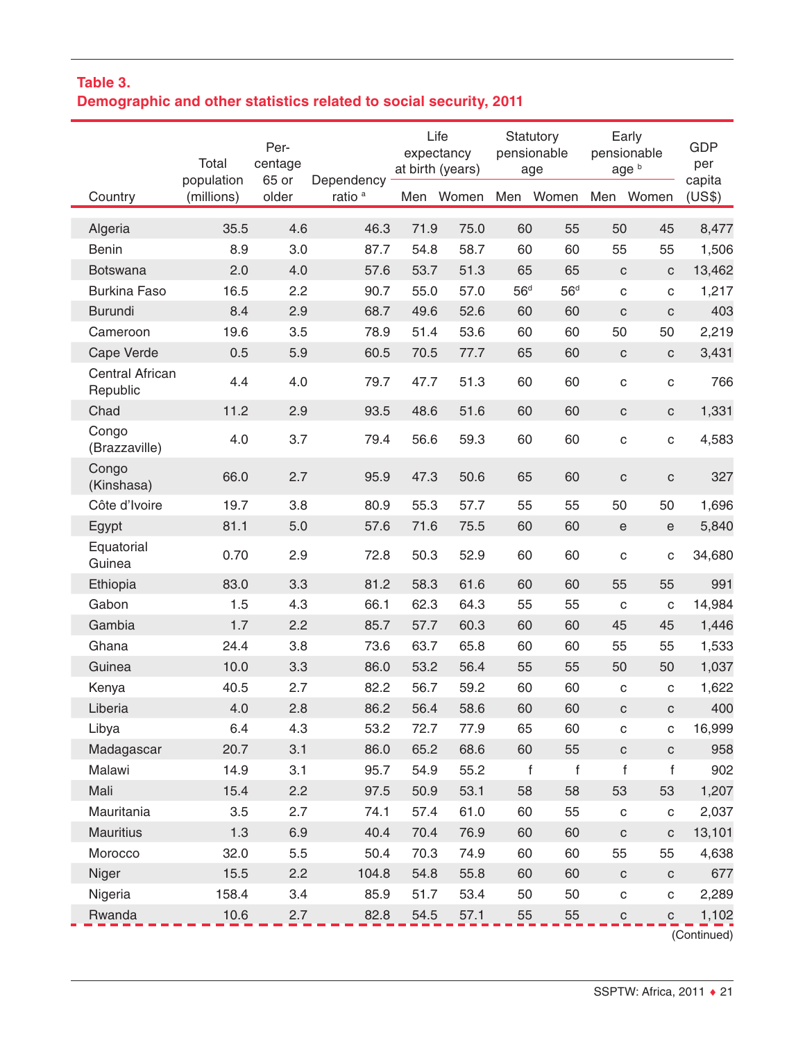**Table 3.**
**Demographic and other statistics related to social security, 2011**

| Country | Total population (millions) | Percentage 65 or older | Dependency ratio [a] | Life expectancy at birth (years) | | Statutory pensionable age | | Early pensionable age [b] | | GDP per capita (US$) |
|---|---|---|---|---|---|---|---|---|---|---|
| | | | | Men | Women | Men | Women | Men | Women | |
| Algeria | 35.5 | 4.6 | 46.3 | 71.9 | 75.0 | 60 | 55 | 50 | 45 | 8,477 |
| Benin | 8.9 | 3.0 | 87.7 | 54.8 | 58.7 | 60 | 60 | 55 | 55 | 1,506 |
| Botswana | 2.0 | 4.0 | 57.6 | 53.7 | 51.3 | 65 | 65 | c | c | 13,462 |
| Burkina Faso | 16.5 | 2.2 | 90.7 | 55.0 | 57.0 | 56[d] | 56[d] | c | c | 1,217 |
| Burundi | 8.4 | 2.9 | 68.7 | 49.6 | 52.6 | 60 | 60 | c | c | 403 |
| Cameroon | 19.6 | 3.5 | 78.9 | 51.4 | 53.6 | 60 | 60 | 50 | 50 | 2,219 |
| Cape Verde | 0.5 | 5.9 | 60.5 | 70.5 | 77.7 | 65 | 60 | c | c | 3,431 |
| Central African Republic | 4.4 | 4.0 | 79.7 | 47.7 | 51.3 | 60 | 60 | c | c | 766 |
| Chad | 11.2 | 2.9 | 93.5 | 48.6 | 51.6 | 60 | 60 | c | c | 1,331 |
| Congo (Brazzaville) | 4.0 | 3.7 | 79.4 | 56.6 | 59.3 | 60 | 60 | c | c | 4,583 |
| Congo (Kinshasa) | 66.0 | 2.7 | 95.9 | 47.3 | 50.6 | 65 | 60 | c | c | 327 |
| Côte d'Ivoire | 19.7 | 3.8 | 80.9 | 55.3 | 57.7 | 55 | 55 | 50 | 50 | 1,696 |
| Egypt | 81.1 | 5.0 | 57.6 | 71.6 | 75.5 | 60 | 60 | e | e | 5,840 |
| Equatorial Guinea | 0.70 | 2.9 | 72.8 | 50.3 | 52.9 | 60 | 60 | c | c | 34,680 |
| Ethiopia | 83.0 | 3.3 | 81.2 | 58.3 | 61.6 | 60 | 60 | 55 | 55 | 991 |
| Gabon | 1.5 | 4.3 | 66.1 | 62.3 | 64.3 | 55 | 55 | c | c | 14,984 |
| Gambia | 1.7 | 2.2 | 85.7 | 57.7 | 60.3 | 60 | 60 | 45 | 45 | 1,446 |
| Ghana | 24.4 | 3.8 | 73.6 | 63.7 | 65.8 | 60 | 60 | 55 | 55 | 1,533 |
| Guinea | 10.0 | 3.3 | 86.0 | 53.2 | 56.4 | 55 | 55 | 50 | 50 | 1,037 |
| Kenya | 40.5 | 2.7 | 82.2 | 56.7 | 59.2 | 60 | 60 | c | c | 1,622 |
| Liberia | 4.0 | 2.8 | 86.2 | 56.4 | 58.6 | 60 | 60 | c | c | 400 |
| Libya | 6.4 | 4.3 | 53.2 | 72.7 | 77.9 | 65 | 60 | c | c | 16,999 |
| Madagascar | 20.7 | 3.1 | 86.0 | 65.2 | 68.6 | 60 | 55 | c | c | 958 |
| Malawi | 14.9 | 3.1 | 95.7 | 54.9 | 55.2 | f | f | f | f | 902 |
| Mali | 15.4 | 2.2 | 97.5 | 50.9 | 53.1 | 58 | 58 | 53 | 53 | 1,207 |
| Mauritania | 3.5 | 2.7 | 74.1 | 57.4 | 61.0 | 60 | 55 | c | c | 2,037 |
| Mauritius | 1.3 | 6.9 | 40.4 | 70.4 | 76.9 | 60 | 60 | c | c | 13,101 |
| Morocco | 32.0 | 5.5 | 50.4 | 70.3 | 74.9 | 60 | 60 | 55 | 55 | 4,638 |
| Niger | 15.5 | 2.2 | 104.8 | 54.8 | 55.8 | 60 | 60 | c | c | 677 |
| Nigeria | 158.4 | 3.4 | 85.9 | 51.7 | 53.4 | 50 | 50 | c | c | 2,289 |
| Rwanda | 10.6 | 2.7 | 82.8 | 54.5 | 57.1 | 55 | 55 | c | c | 1,102 |

(Continued)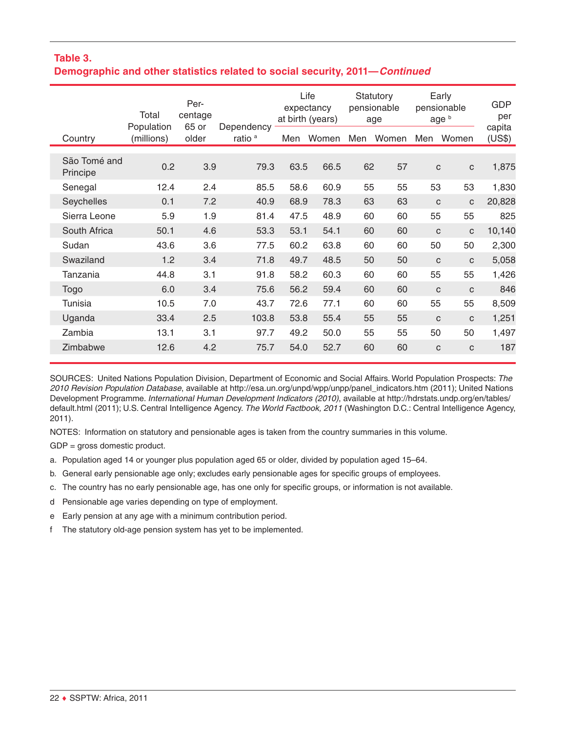**Table 3.**
**Demographic and other statistics related to social security, 2011—*Continued***

| Country | Total Population (millions) | Percentage 65 or older | Dependency ratio [a] | Life expectancy at birth (years) | | Statutory pensionable age | | Early pensionable age [b] | | GDP per capita (US$) |
|---|---|---|---|---|---|---|---|---|---|---|
| | | | | Men | Women | Men | Women | Men | Women | |
| São Tomé and Principe | 0.2 | 3.9 | 79.3 | 63.5 | 66.5 | 62 | 57 | c | c | 1,875 |
| Senegal | 12.4 | 2.4 | 85.5 | 58.6 | 60.9 | 55 | 55 | 53 | 53 | 1,830 |
| Seychelles | 0.1 | 7.2 | 40.9 | 68.9 | 78.3 | 63 | 63 | c | c | 20,828 |
| Sierra Leone | 5.9 | 1.9 | 81.4 | 47.5 | 48.9 | 60 | 60 | 55 | 55 | 825 |
| South Africa | 50.1 | 4.6 | 53.3 | 53.1 | 54.1 | 60 | 60 | c | c | 10,140 |
| Sudan | 43.6 | 3.6 | 77.5 | 60.2 | 63.8 | 60 | 60 | 50 | 50 | 2,300 |
| Swaziland | 1.2 | 3.4 | 71.8 | 49.7 | 48.5 | 50 | 50 | c | c | 5,058 |
| Tanzania | 44.8 | 3.1 | 91.8 | 58.2 | 60.3 | 60 | 60 | 55 | 55 | 1,426 |
| Togo | 6.0 | 3.4 | 75.6 | 56.2 | 59.4 | 60 | 60 | c | c | 846 |
| Tunisia | 10.5 | 7.0 | 43.7 | 72.6 | 77.1 | 60 | 60 | 55 | 55 | 8,509 |
| Uganda | 33.4 | 2.5 | 103.8 | 53.8 | 55.4 | 55 | 55 | c | c | 1,251 |
| Zambia | 13.1 | 3.1 | 97.7 | 49.2 | 50.0 | 55 | 55 | 50 | 50 | 1,497 |
| Zimbabwe | 12.6 | 4.2 | 75.7 | 54.0 | 52.7 | 60 | 60 | c | c | 187 |

SOURCES: United Nations Population Division, Department of Economic and Social Affairs. World Population Prospects: *The 2010 Revision Population Database*, available at http://esa.un.org/unpd/wpp/unpp/panel_indicators.htm (2011); United Nations Development Programme. *International Human Development Indicators (2010)*, available at http://hdrstats.undp.org/en/tables/default.html (2011); U.S. Central Intelligence Agency. *The World Factbook, 2011* (Washington D.C.: Central Intelligence Agency, 2011).

NOTES: Information on statutory and pensionable ages is taken from the country summaries in this volume.

GDP = gross domestic product.

a. Population aged 14 or younger plus population aged 65 or older, divided by population aged 15–64.

b. General early pensionable age only; excludes early pensionable ages for specific groups of employees.

c. The country has no early pensionable age, has one only for specific groups, or information is not available.

d Pensionable age varies depending on type of employment.

e Early pension at any age with a minimum contribution period.

f The statutory old-age pension system has yet to be implemented.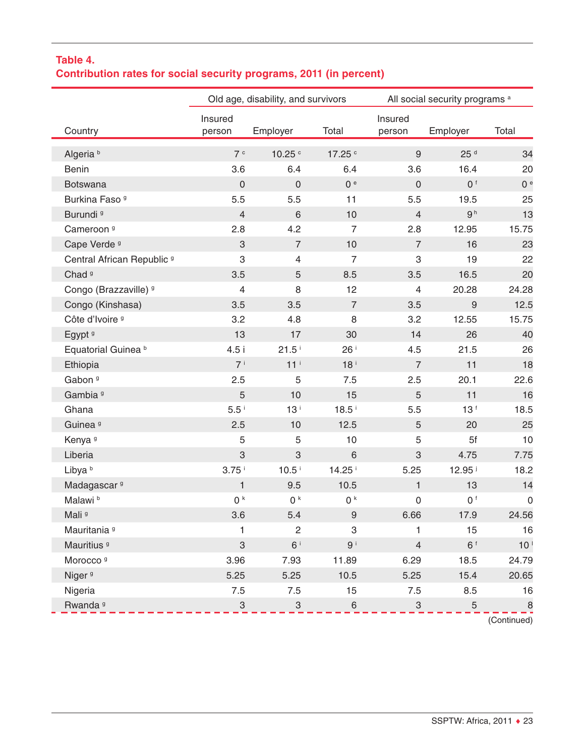**Table 4.**
**Contribution rates for social security programs, 2011 (in percent)**

| Country | Old age, disability, and survivors | | | All social security programs [a] | | |
|---|---|---|---|---|---|---|
| | Insured person | Employer | Total | Insured person | Employer | Total |
| Algeria [b] | 7 [c] | 10.25 [c] | 17.25 [c] | 9 | 25 [d] | 34 |
| Benin | 3.6 | 6.4 | 6.4 | 3.6 | 16.4 | 20 |
| Botswana | 0 | 0 | 0 [e] | 0 | 0 [f] | 0 [e] |
| Burkina Faso [g] | 5.5 | 5.5 | 11 | 5.5 | 19.5 | 25 |
| Burundi [g] | 4 | 6 | 10 | 4 | 9 [h] | 13 |
| Cameroon [g] | 2.8 | 4.2 | 7 | 2.8 | 12.95 | 15.75 |
| Cape Verde [g] | 3 | 7 | 10 | 7 | 16 | 23 |
| Central African Republic [g] | 3 | 4 | 7 | 3 | 19 | 22 |
| Chad [g] | 3.5 | 5 | 8.5 | 3.5 | 16.5 | 20 |
| Congo (Brazzaville) [g] | 4 | 8 | 12 | 4 | 20.28 | 24.28 |
| Congo (Kinshasa) | 3.5 | 3.5 | 7 | 3.5 | 9 | 12.5 |
| Côte d'Ivoire [g] | 3.2 | 4.8 | 8 | 3.2 | 12.55 | 15.75 |
| Egypt [g] | 13 | 17 | 30 | 14 | 26 | 40 |
| Equatorial Guinea [b] | 4.5 i | 21.5 [i] | 26 [i] | 4.5 | 21.5 | 26 |
| Ethiopia | 7 [i] | 11 [i] | 18 [i] | 7 | 11 | 18 |
| Gabon [g] | 2.5 | 5 | 7.5 | 2.5 | 20.1 | 22.6 |
| Gambia [g] | 5 | 10 | 15 | 5 | 11 | 16 |
| Ghana | 5.5 [i] | 13 [i] | 18.5 [i] | 5.5 | 13 [f] | 18.5 |
| Guinea [g] | 2.5 | 10 | 12.5 | 5 | 20 | 25 |
| Kenya [g] | 5 | 5 | 10 | 5 | 5f | 10 |
| Liberia | 3 | 3 | 6 | 3 | 4.75 | 7.75 |
| Libya [b] | 3.75 [i] | 10.5 [i] | 14.25 [i] | 5.25 | 12.95 [j] | 18.2 |
| Madagascar [g] | 1 | 9.5 | 10.5 | 1 | 13 | 14 |
| Malawi [b] | 0 [k] | 0 [k] | 0 [k] | 0 | 0 [f] | 0 |
| Mali [g] | 3.6 | 5.4 | 9 | 6.66 | 17.9 | 24.56 |
| Mauritania [g] | 1 | 2 | 3 | 1 | 15 | 16 |
| Mauritius [g] | 3 | 6 [i] | 9 [i] | 4 | 6 [f] | 10 [l] |
| Morocco [g] | 3.96 | 7.93 | 11.89 | 6.29 | 18.5 | 24.79 |
| Niger [g] | 5.25 | 5.25 | 10.5 | 5.25 | 15.4 | 20.65 |
| Nigeria | 7.5 | 7.5 | 15 | 7.5 | 8.5 | 16 |
| Rwanda [g] | 3 | 3 | 6 | 3 | 5 | 8 |

(Continued)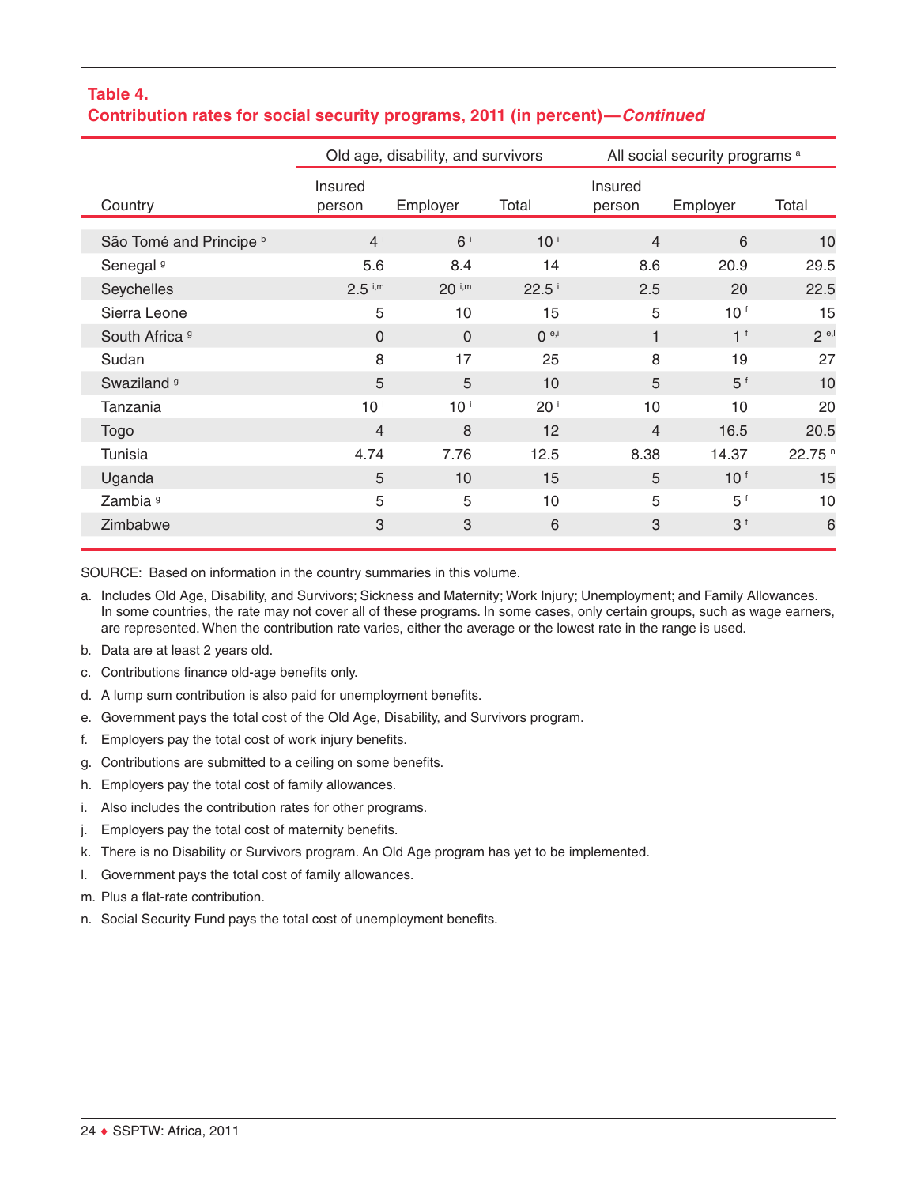**Table 4.**
**Contribution rates for social security programs, 2011 (in percent)—*Continued***

| Country | Old age, disability, and survivors | | | All social security programs [a] | | |
|---|---|---|---|---|---|---|
| | Insured person | Employer | Total | Insured person | Employer | Total |
| São Tomé and Principe [b] | 4 [i] | 6 [i] | 10 [i] | 4 | 6 | 10 |
| Senegal [g] | 5.6 | 8.4 | 14 | 8.6 | 20.9 | 29.5 |
| Seychelles | 2.5 [i,m] | 20 [i,m] | 22.5 [i] | 2.5 | 20 | 22.5 |
| Sierra Leone | 5 | 10 | 15 | 5 | 10 [f] | 15 |
| South Africa [g] | 0 | 0 | 0 [e,i] | 1 | 1 [f] | 2 [e,l] |
| Sudan | 8 | 17 | 25 | 8 | 19 | 27 |
| Swaziland [g] | 5 | 5 | 10 | 5 | 5 [f] | 10 |
| Tanzania | 10 [i] | 10 [i] | 20 [i] | 10 | 10 | 20 |
| Togo | 4 | 8 | 12 | 4 | 16.5 | 20.5 |
| Tunisia | 4.74 | 7.76 | 12.5 | 8.38 | 14.37 | 22.75 [n] |
| Uganda | 5 | 10 | 15 | 5 | 10 [f] | 15 |
| Zambia [g] | 5 | 5 | 10 | 5 | 5 [f] | 10 |
| Zimbabwe | 3 | 3 | 6 | 3 | 3 [f] | 6 |

SOURCE: Based on information in the country summaries in this volume.

a. Includes Old Age, Disability, and Survivors; Sickness and Maternity; Work Injury; Unemployment; and Family Allowances. In some countries, the rate may not cover all of these programs. In some cases, only certain groups, such as wage earners, are represented. When the contribution rate varies, either the average or the lowest rate in the range is used.

b. Data are at least 2 years old.

c. Contributions finance old-age benefits only.

d. A lump sum contribution is also paid for unemployment benefits.

e. Government pays the total cost of the Old Age, Disability, and Survivors program.

f. Employers pay the total cost of work injury benefits.

g. Contributions are submitted to a ceiling on some benefits.

h. Employers pay the total cost of family allowances.

i. Also includes the contribution rates for other programs.

j. Employers pay the total cost of maternity benefits.

k. There is no Disability or Survivors program. An Old Age program has yet to be implemented.

l. Government pays the total cost of family allowances.

m. Plus a flat-rate contribution.

n. Social Security Fund pays the total cost of unemployment benefits.